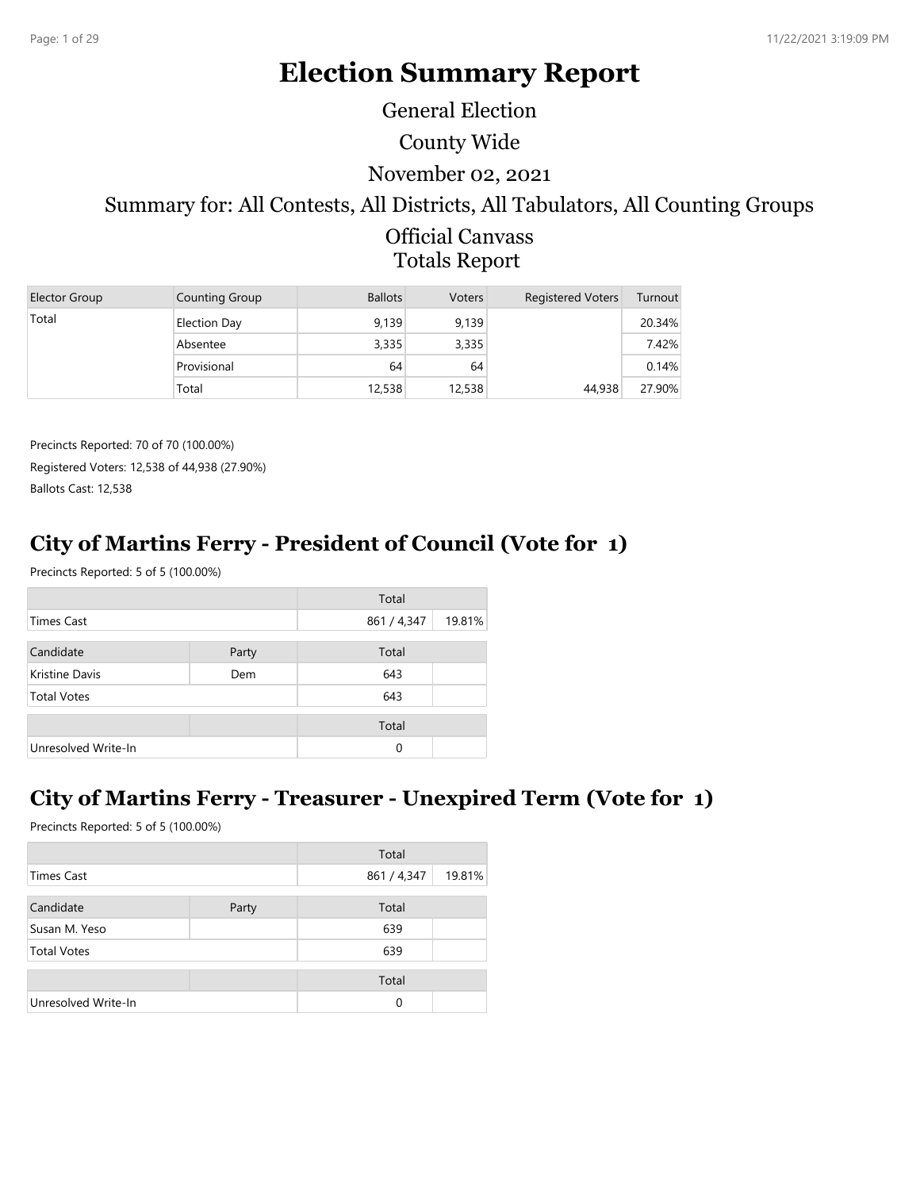# Election Summary Report

General Election

County Wide

November 02, 2021

Summary for: All Contests, All Districts, All Tabulators, All Counting Groups

Official Canvass

Totals Report

| Elector Group | Counting Group | Ballots | Voters | Registered Voters | Turnout |
|---|---|---|---|---|---|
| Total | Election Day | 9,139 | 9,139 | | 20.34% |
| | Absentee | 3,335 | 3,335 | | 7.42% |
| | Provisional | 64 | 64 | | 0.14% |
| | Total | 12,538 | 12,538 | 44,938 | 27.90% |

Precincts Reported: 70 of 70 (100.00%)

Registered Voters: 12,538 of 44,938 (27.90%)

Ballots Cast: 12,538

## City of Martins Ferry - President of Council (Vote for 1)

Precincts Reported: 5 of 5 (100.00%)

| | | Total | |
|---|---|---|---|
| Times Cast | | 861 / 4,347 | 19.81% |
| **Candidate** | **Party** | **Total** | |
| Kristine Davis | Dem | 643 | |
| Total Votes | | 643 | |
| | | **Total** | |
| Unresolved Write-In | | 0 | |

## City of Martins Ferry - Treasurer - Unexpired Term (Vote for 1)

Precincts Reported: 5 of 5 (100.00%)

| | | Total | |
|---|---|---|---|
| Times Cast | | 861 / 4,347 | 19.81% |
| **Candidate** | **Party** | **Total** | |
| Susan M. Yeso | | 639 | |
| Total Votes | | 639 | |
| | | **Total** | |
| Unresolved Write-In | | 0 | |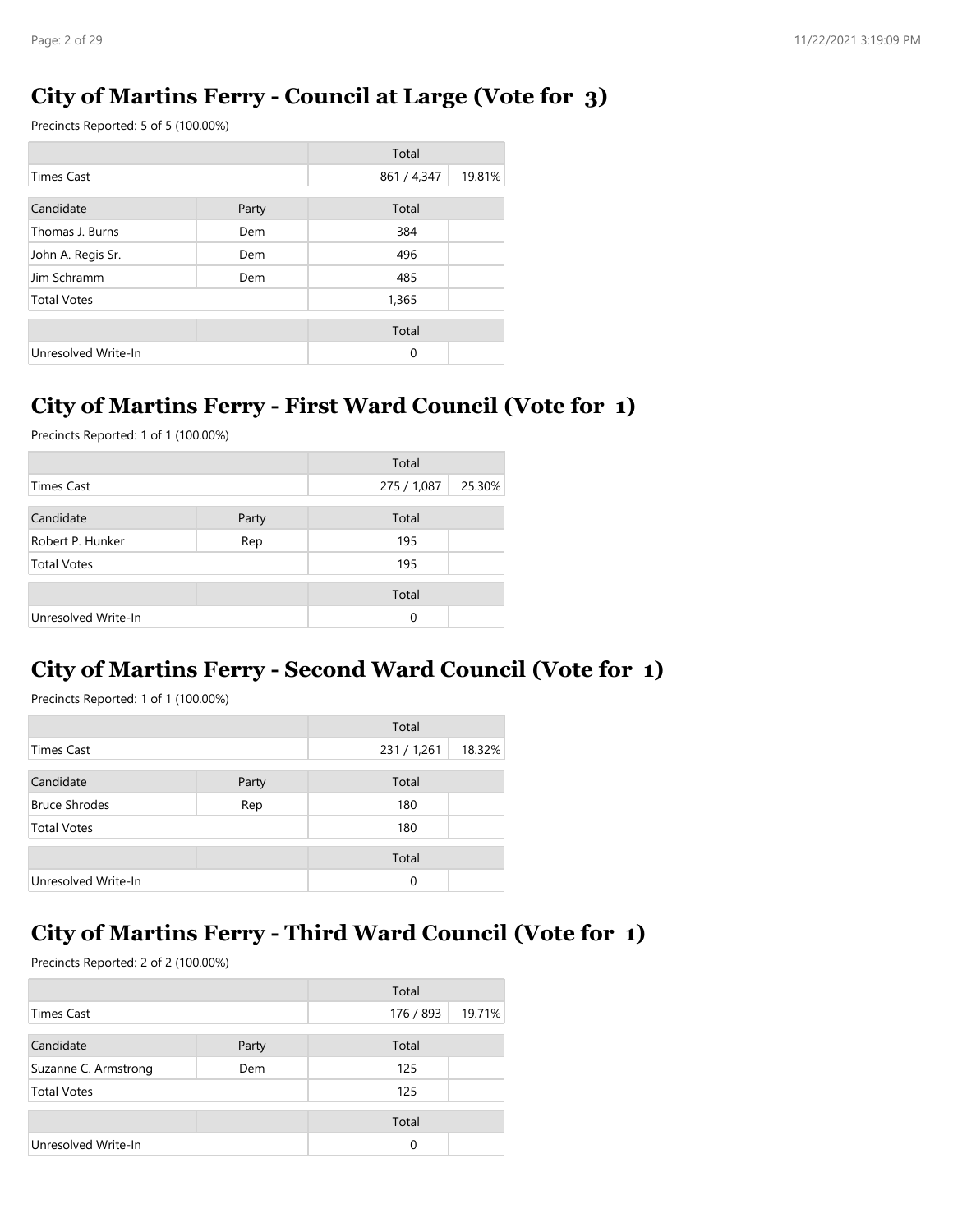## City of Martins Ferry - Council at Large (Vote for 3)

Precincts Reported: 5 of 5 (100.00%)

| | | Total | |
|---|---|---|---|
| Times Cast | | 861 / 4,347 | 19.81% |

| Candidate | Party | Total | |
|---|---|---|---|
| Thomas J. Burns | Dem | 384 | |
| John A. Regis Sr. | Dem | 496 | |
| Jim Schramm | Dem | 485 | |
| Total Votes | | 1,365 | |

| | | Total | |
|---|---|---|---|
| Unresolved Write-In | | 0 | |

## City of Martins Ferry - First Ward Council (Vote for 1)

Precincts Reported: 1 of 1 (100.00%)

| | | Total | |
|---|---|---|---|
| Times Cast | | 275 / 1,087 | 25.30% |

| Candidate | Party | Total | |
|---|---|---|---|
| Robert P. Hunker | Rep | 195 | |
| Total Votes | | 195 | |

| | | Total | |
|---|---|---|---|
| Unresolved Write-In | | 0 | |

## City of Martins Ferry - Second Ward Council (Vote for 1)

Precincts Reported: 1 of 1 (100.00%)

| | | Total | |
|---|---|---|---|
| Times Cast | | 231 / 1,261 | 18.32% |

| Candidate | Party | Total | |
|---|---|---|---|
| Bruce Shrodes | Rep | 180 | |
| Total Votes | | 180 | |

| | | Total | |
|---|---|---|---|
| Unresolved Write-In | | 0 | |

## City of Martins Ferry - Third Ward Council (Vote for 1)

Precincts Reported: 2 of 2 (100.00%)

| | | Total | |
|---|---|---|---|
| Times Cast | | 176 / 893 | 19.71% |

| Candidate | Party | Total | |
|---|---|---|---|
| Suzanne C. Armstrong | Dem | 125 | |
| Total Votes | | 125 | |

| | | Total | |
|---|---|---|---|
| Unresolved Write-In | | 0 | |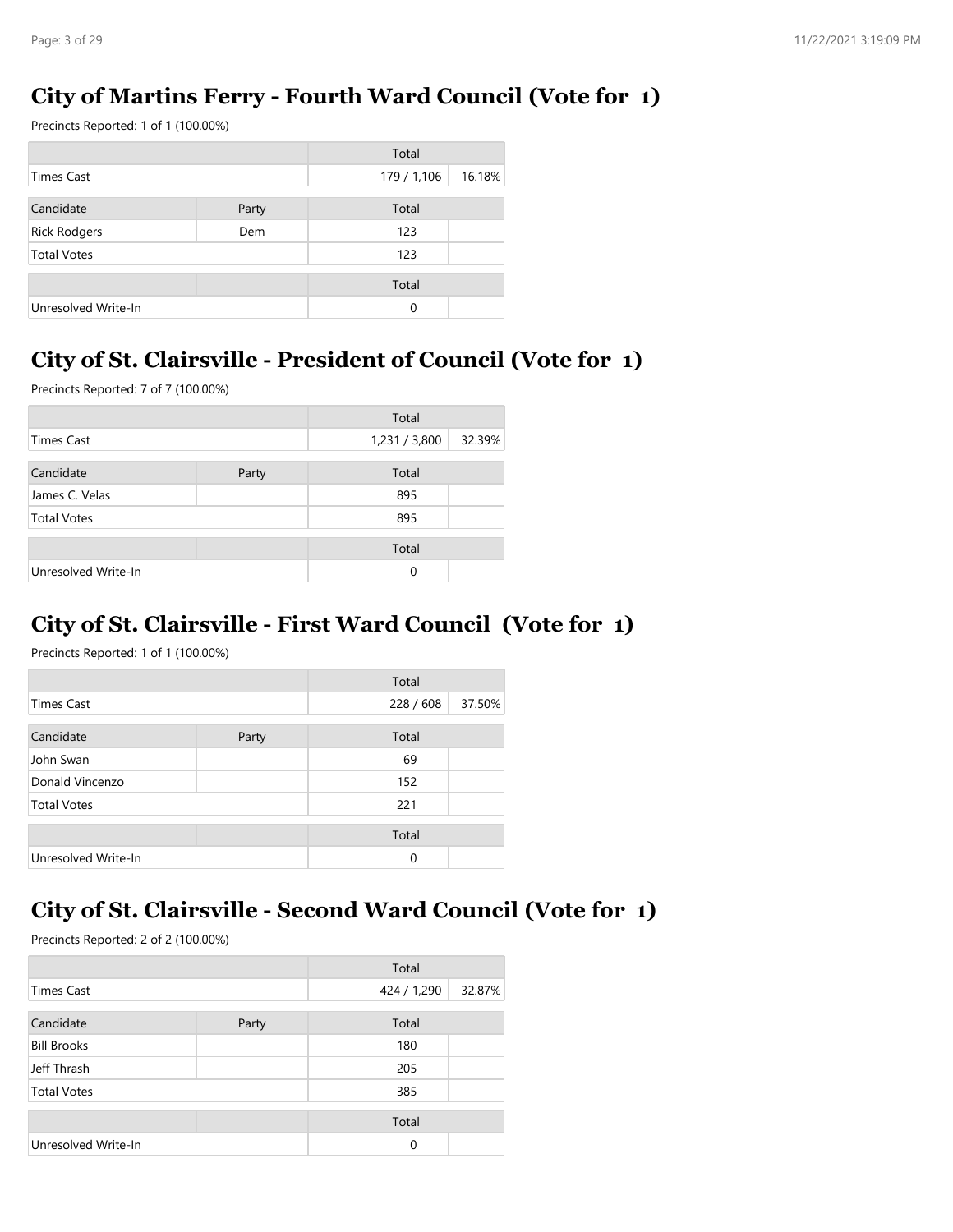## City of Martins Ferry - Fourth Ward Council (Vote for 1)

Precincts Reported: 1 of 1 (100.00%)

| | | Total | |
|---|---|---|---|
| Times Cast | | 179 / 1,106 | 16.18% |

| Candidate | Party | Total | |
|---|---|---|---|
| Rick Rodgers | Dem | 123 | |
| Total Votes | | 123 | |

| | | Total | |
|---|---|---|---|
| Unresolved Write-In | | 0 | |

## City of St. Clairsville - President of Council (Vote for 1)

Precincts Reported: 7 of 7 (100.00%)

| | | Total | |
|---|---|---|---|
| Times Cast | | 1,231 / 3,800 | 32.39% |

| Candidate | Party | Total | |
|---|---|---|---|
| James C. Velas | | 895 | |
| Total Votes | | 895 | |

| | | Total | |
|---|---|---|---|
| Unresolved Write-In | | 0 | |

## City of St. Clairsville - First Ward Council (Vote for 1)

Precincts Reported: 1 of 1 (100.00%)

| | | Total | |
|---|---|---|---|
| Times Cast | | 228 / 608 | 37.50% |

| Candidate | Party | Total | |
|---|---|---|---|
| John Swan | | 69 | |
| Donald Vincenzo | | 152 | |
| Total Votes | | 221 | |

| | | Total | |
|---|---|---|---|
| Unresolved Write-In | | 0 | |

## City of St. Clairsville - Second Ward Council (Vote for 1)

Precincts Reported: 2 of 2 (100.00%)

| | | Total | |
|---|---|---|---|
| Times Cast | | 424 / 1,290 | 32.87% |

| Candidate | Party | Total | |
|---|---|---|---|
| Bill Brooks | | 180 | |
| Jeff Thrash | | 205 | |
| Total Votes | | 385 | |

| | | Total | |
|---|---|---|---|
| Unresolved Write-In | | 0 | |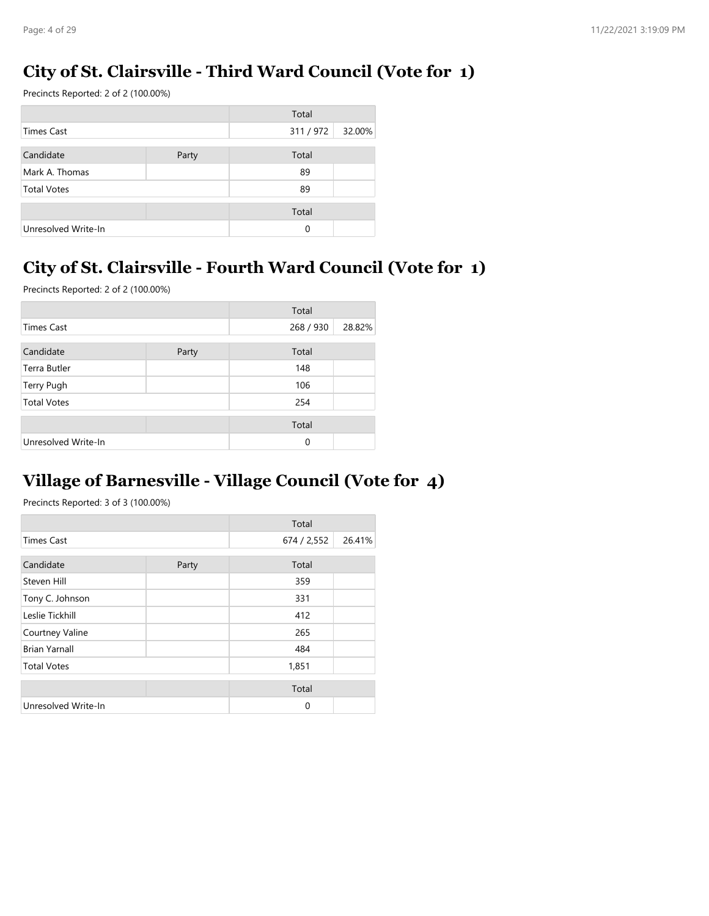## City of St. Clairsville - Third Ward Council (Vote for 1)

Precincts Reported: 2 of 2 (100.00%)

| | | Total | |
|---|---|---|---|
| Times Cast | | 311 / 972 | 32.00% |

| Candidate | Party | Total | |
|---|---|---|---|
| Mark A. Thomas | | 89 | |
| Total Votes | | 89 | |

| | | Total | |
|---|---|---|---|
| Unresolved Write-In | | 0 | |

## City of St. Clairsville - Fourth Ward Council (Vote for 1)

Precincts Reported: 2 of 2 (100.00%)

| | | Total | |
|---|---|---|---|
| Times Cast | | 268 / 930 | 28.82% |

| Candidate | Party | Total | |
|---|---|---|---|
| Terra Butler | | 148 | |
| Terry Pugh | | 106 | |
| Total Votes | | 254 | |

| | | Total | |
|---|---|---|---|
| Unresolved Write-In | | 0 | |

## Village of Barnesville - Village Council (Vote for 4)

Precincts Reported: 3 of 3 (100.00%)

| | | Total | |
|---|---|---|---|
| Times Cast | | 674 / 2,552 | 26.41% |

| Candidate | Party | Total | |
|---|---|---|---|
| Steven Hill | | 359 | |
| Tony C. Johnson | | 331 | |
| Leslie Tickhill | | 412 | |
| Courtney Valine | | 265 | |
| Brian Yarnall | | 484 | |
| Total Votes | | 1,851 | |

| | | Total | |
|---|---|---|---|
| Unresolved Write-In | | 0 | |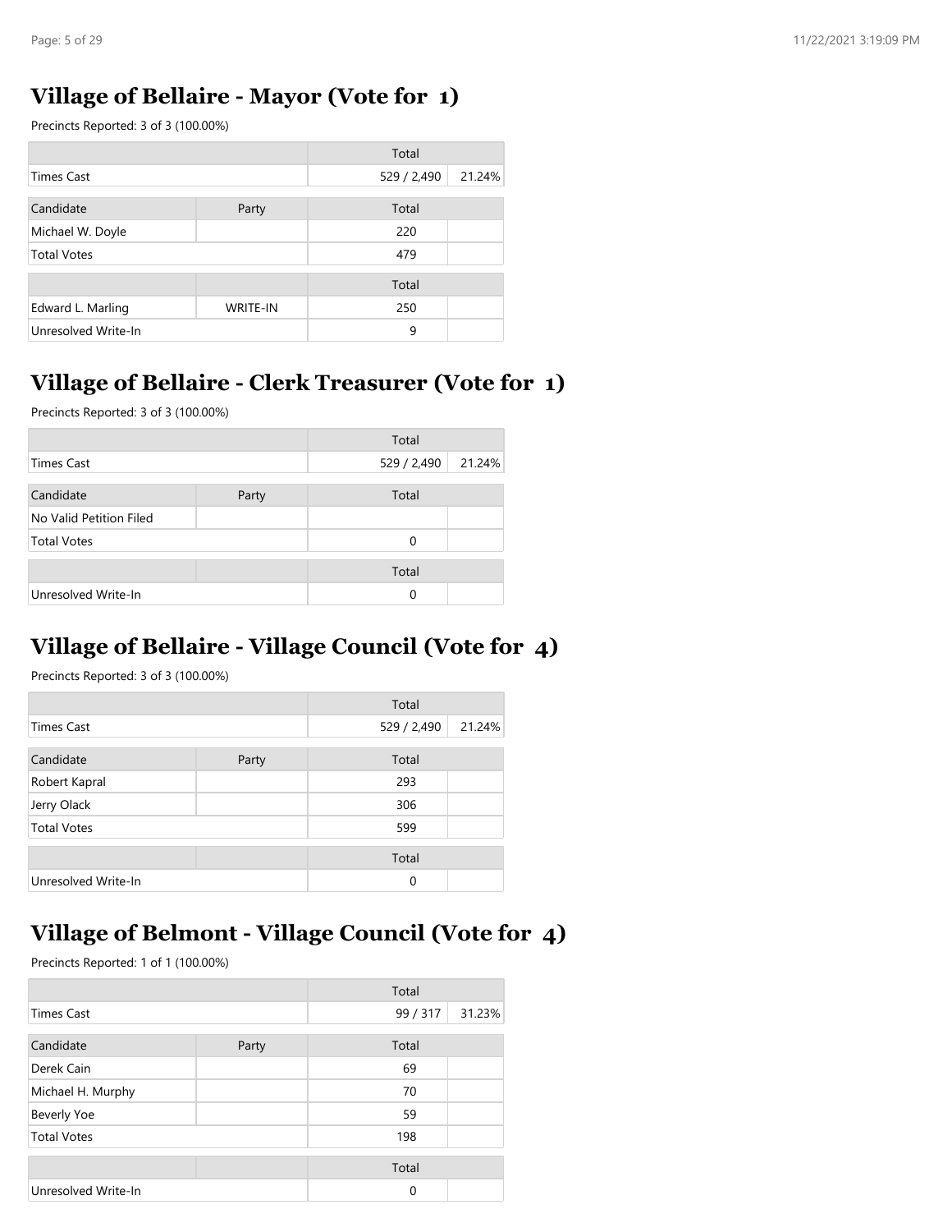## Village of Bellaire - Mayor (Vote for 1)

Precincts Reported: 3 of 3 (100.00%)

| | | Total | |
|---|---|---|---|
| Times Cast | | 529 / 2,490 | 21.24% |

| Candidate | Party | Total | |
|---|---|---|---|
| Michael W. Doyle | | 220 | |
| Total Votes | | 479 | |

| | | Total | |
|---|---|---|---|
| Edward L. Marling | WRITE-IN | 250 | |
| Unresolved Write-In | | 9 | |

## Village of Bellaire - Clerk Treasurer (Vote for 1)

Precincts Reported: 3 of 3 (100.00%)

| | | Total | |
|---|---|---|---|
| Times Cast | | 529 / 2,490 | 21.24% |

| Candidate | Party | Total | |
|---|---|---|---|
| No Valid Petition Filed | | | |
| Total Votes | | 0 | |

| | | Total | |
|---|---|---|---|
| Unresolved Write-In | | 0 | |

## Village of Bellaire - Village Council (Vote for 4)

Precincts Reported: 3 of 3 (100.00%)

| | | Total | |
|---|---|---|---|
| Times Cast | | 529 / 2,490 | 21.24% |

| Candidate | Party | Total | |
|---|---|---|---|
| Robert Kapral | | 293 | |
| Jerry Olack | | 306 | |
| Total Votes | | 599 | |

| | | Total | |
|---|---|---|---|
| Unresolved Write-In | | 0 | |

## Village of Belmont - Village Council (Vote for 4)

Precincts Reported: 1 of 1 (100.00%)

| | | Total | |
|---|---|---|---|
| Times Cast | | 99 / 317 | 31.23% |

| Candidate | Party | Total | |
|---|---|---|---|
| Derek Cain | | 69 | |
| Michael H. Murphy | | 70 | |
| Beverly Yoe | | 59 | |
| Total Votes | | 198 | |

| | | Total | |
|---|---|---|---|
| Unresolved Write-In | | 0 | |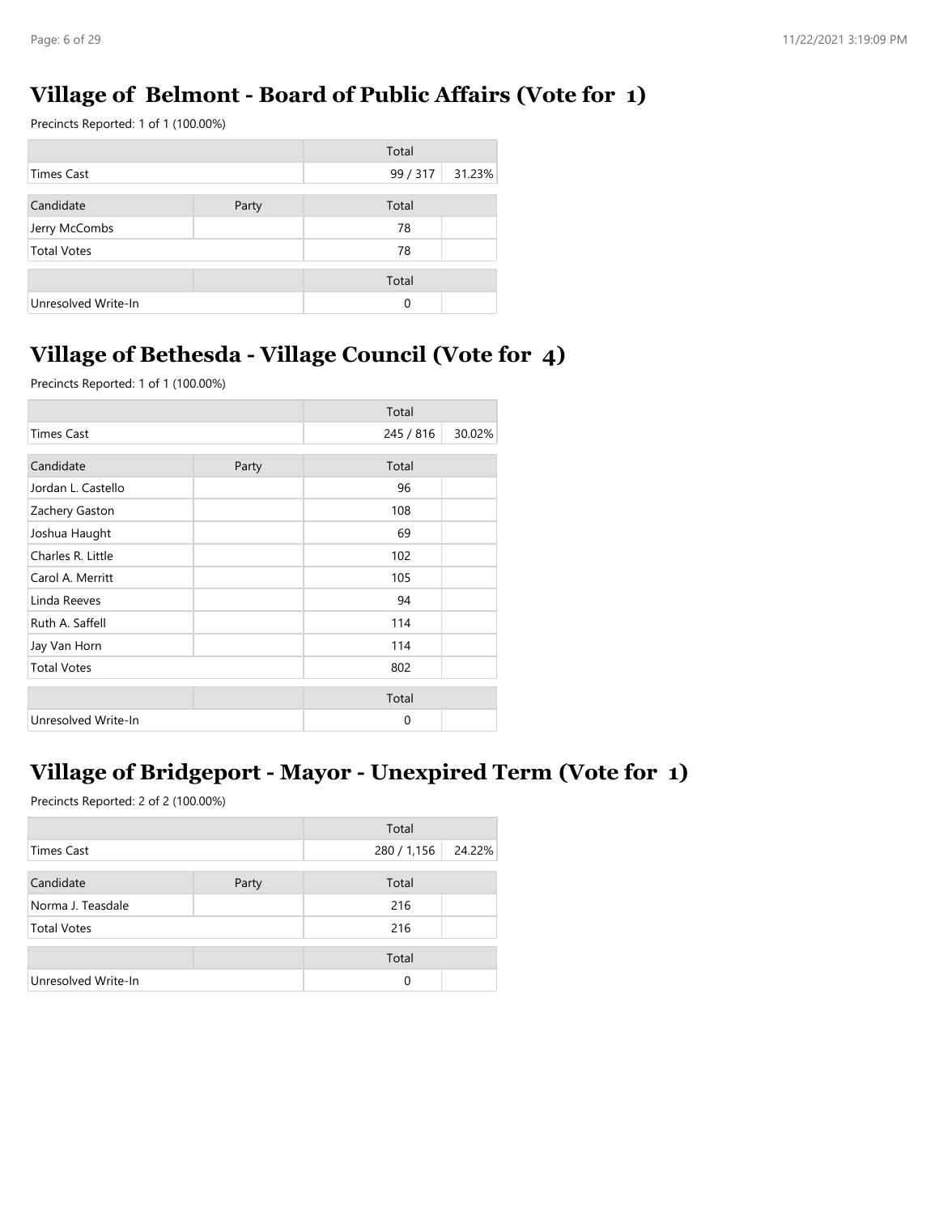## Village of Belmont - Board of Public Affairs (Vote for 1)

Precincts Reported: 1 of 1 (100.00%)

| | | Total | |
|---|---|---|---|
| Times Cast | | 99 / 317 | 31.23% |

| Candidate | Party | Total | |
|---|---|---|---|
| Jerry McCombs | | 78 | |
| Total Votes | | 78 | |

| | | Total | |
|---|---|---|---|
| Unresolved Write-In | | 0 | |

## Village of Bethesda - Village Council (Vote for 4)

Precincts Reported: 1 of 1 (100.00%)

| | | Total | |
|---|---|---|---|
| Times Cast | | 245 / 816 | 30.02% |

| Candidate | Party | Total | |
|---|---|---|---|
| Jordan L. Castello | | 96 | |
| Zachery Gaston | | 108 | |
| Joshua Haught | | 69 | |
| Charles R. Little | | 102 | |
| Carol A. Merritt | | 105 | |
| Linda Reeves | | 94 | |
| Ruth A. Saffell | | 114 | |
| Jay Van Horn | | 114 | |
| Total Votes | | 802 | |

| | | Total | |
|---|---|---|---|
| Unresolved Write-In | | 0 | |

## Village of Bridgeport - Mayor - Unexpired Term (Vote for 1)

Precincts Reported: 2 of 2 (100.00%)

| | | Total | |
|---|---|---|---|
| Times Cast | | 280 / 1,156 | 24.22% |

| Candidate | Party | Total | |
|---|---|---|---|
| Norma J. Teasdale | | 216 | |
| Total Votes | | 216 | |

| | | Total | |
|---|---|---|---|
| Unresolved Write-In | | 0 | |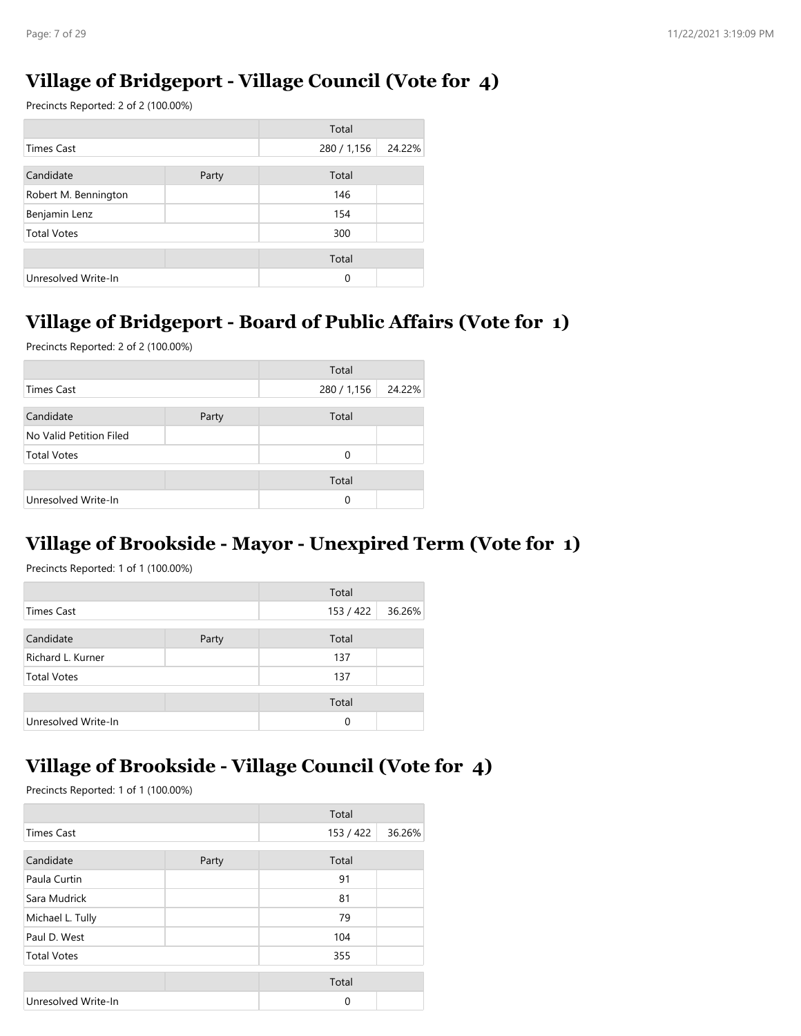## Village of Bridgeport - Village Council (Vote for 4)

Precincts Reported: 2 of 2 (100.00%)

| | | Total | |
|---|---|---|---|
| Times Cast | | 280 / 1,156 | 24.22% |

| Candidate | Party | Total | |
|---|---|---|---|
| Robert M. Bennington | | 146 | |
| Benjamin Lenz | | 154 | |
| Total Votes | | 300 | |

| | | Total | |
|---|---|---|---|
| Unresolved Write-In | | 0 | |

## Village of Bridgeport - Board of Public Affairs (Vote for 1)

Precincts Reported: 2 of 2 (100.00%)

| | | Total | |
|---|---|---|---|
| Times Cast | | 280 / 1,156 | 24.22% |

| Candidate | Party | Total | |
|---|---|---|---|
| No Valid Petition Filed | | | |
| Total Votes | | 0 | |

| | | Total | |
|---|---|---|---|
| Unresolved Write-In | | 0 | |

## Village of Brookside - Mayor - Unexpired Term (Vote for 1)

Precincts Reported: 1 of 1 (100.00%)

| | | Total | |
|---|---|---|---|
| Times Cast | | 153 / 422 | 36.26% |

| Candidate | Party | Total | |
|---|---|---|---|
| Richard L. Kurner | | 137 | |
| Total Votes | | 137 | |

| | | Total | |
|---|---|---|---|
| Unresolved Write-In | | 0 | |

## Village of Brookside - Village Council (Vote for 4)

Precincts Reported: 1 of 1 (100.00%)

| | | Total | |
|---|---|---|---|
| Times Cast | | 153 / 422 | 36.26% |

| Candidate | Party | Total | |
|---|---|---|---|
| Paula Curtin | | 91 | |
| Sara Mudrick | | 81 | |
| Michael L. Tully | | 79 | |
| Paul D. West | | 104 | |
| Total Votes | | 355 | |

| | | Total | |
|---|---|---|---|
| Unresolved Write-In | | 0 | |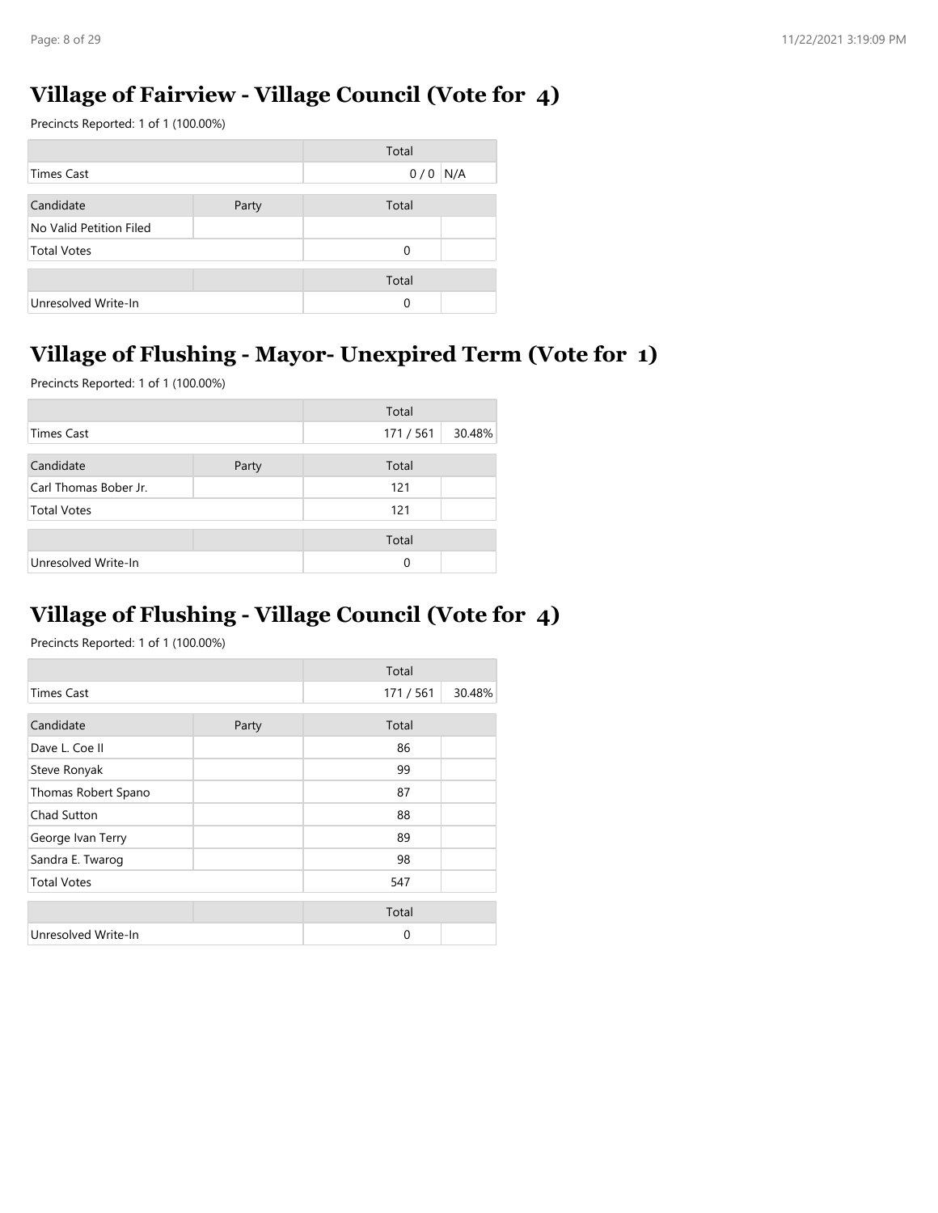## Village of Fairview - Village Council (Vote for 4)

Precincts Reported: 1 of 1 (100.00%)

| | | Total | |
|---|---|---|---|
| Times Cast | | 0 / 0 | N/A |

| Candidate | Party | Total | |
|---|---|---|---|
| No Valid Petition Filed | | | |
| Total Votes | | 0 | |

| | | Total | |
|---|---|---|---|
| Unresolved Write-In | | 0 | |

## Village of Flushing - Mayor- Unexpired Term (Vote for 1)

Precincts Reported: 1 of 1 (100.00%)

| | | Total | |
|---|---|---|---|
| Times Cast | | 171 / 561 | 30.48% |

| Candidate | Party | Total | |
|---|---|---|---|
| Carl Thomas Bober Jr. | | 121 | |
| Total Votes | | 121 | |

| | | Total | |
|---|---|---|---|
| Unresolved Write-In | | 0 | |

## Village of Flushing - Village Council (Vote for 4)

Precincts Reported: 1 of 1 (100.00%)

| | | Total | |
|---|---|---|---|
| Times Cast | | 171 / 561 | 30.48% |

| Candidate | Party | Total | |
|---|---|---|---|
| Dave L. Coe II | | 86 | |
| Steve Ronyak | | 99 | |
| Thomas Robert Spano | | 87 | |
| Chad Sutton | | 88 | |
| George Ivan Terry | | 89 | |
| Sandra E. Twarog | | 98 | |
| Total Votes | | 547 | |

| | | Total | |
|---|---|---|---|
| Unresolved Write-In | | 0 | |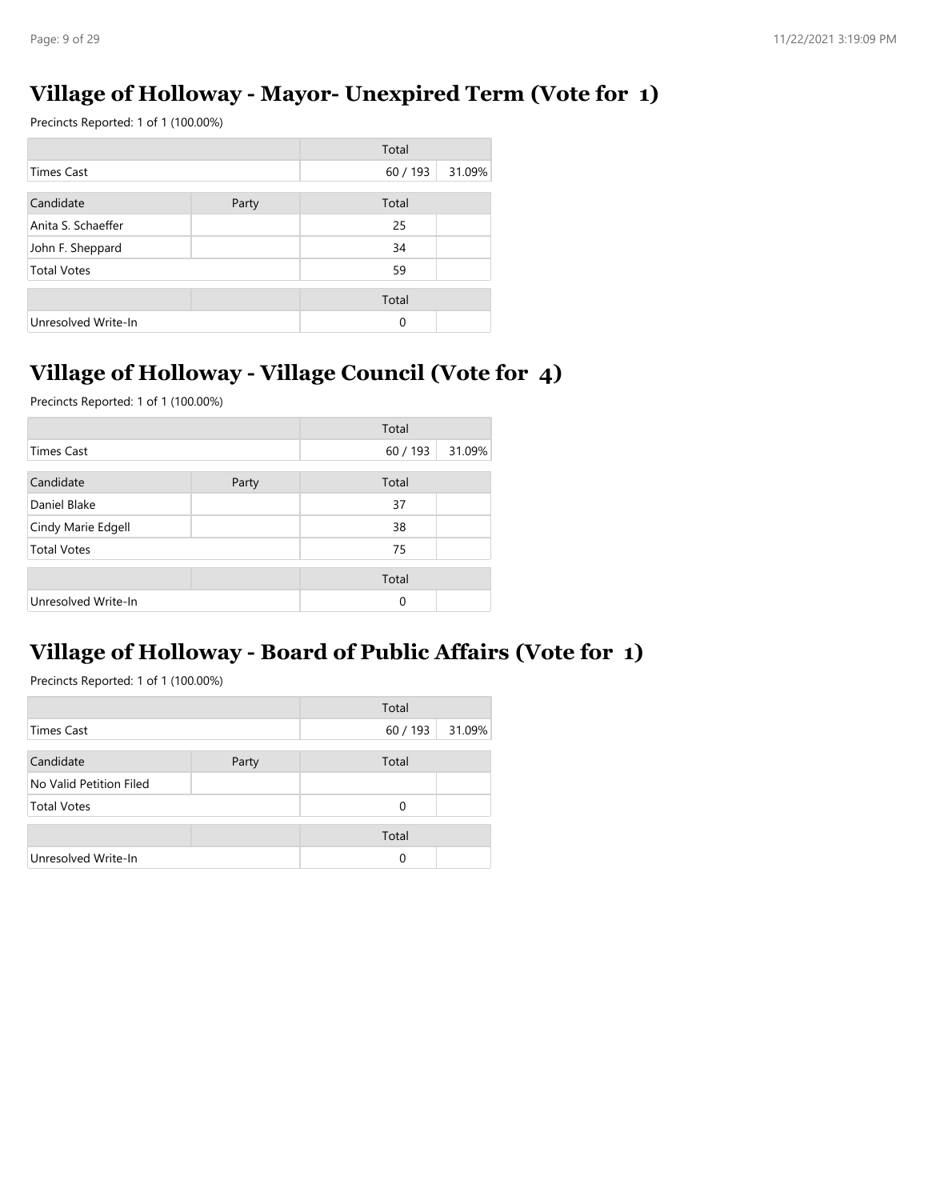## Village of Holloway - Mayor- Unexpired Term (Vote for 1)

Precincts Reported: 1 of 1 (100.00%)

| | | Total | |
|---|---|---|---|
| Times Cast | | 60 / 193 | 31.09% |

| Candidate | Party | Total | |
|---|---|---|---|
| Anita S. Schaeffer | | 25 | |
| John F. Sheppard | | 34 | |
| Total Votes | | 59 | |

| | | Total | |
|---|---|---|---|
| Unresolved Write-In | | 0 | |

## Village of Holloway - Village Council (Vote for 4)

Precincts Reported: 1 of 1 (100.00%)

| | | Total | |
|---|---|---|---|
| Times Cast | | 60 / 193 | 31.09% |

| Candidate | Party | Total | |
|---|---|---|---|
| Daniel Blake | | 37 | |
| Cindy Marie Edgell | | 38 | |
| Total Votes | | 75 | |

| | | Total | |
|---|---|---|---|
| Unresolved Write-In | | 0 | |

## Village of Holloway - Board of Public Affairs (Vote for 1)

Precincts Reported: 1 of 1 (100.00%)

| | | Total | |
|---|---|---|---|
| Times Cast | | 60 / 193 | 31.09% |

| Candidate | Party | Total | |
|---|---|---|---|
| No Valid Petition Filed | | | |
| Total Votes | | 0 | |

| | | Total | |
|---|---|---|---|
| Unresolved Write-In | | 0 | |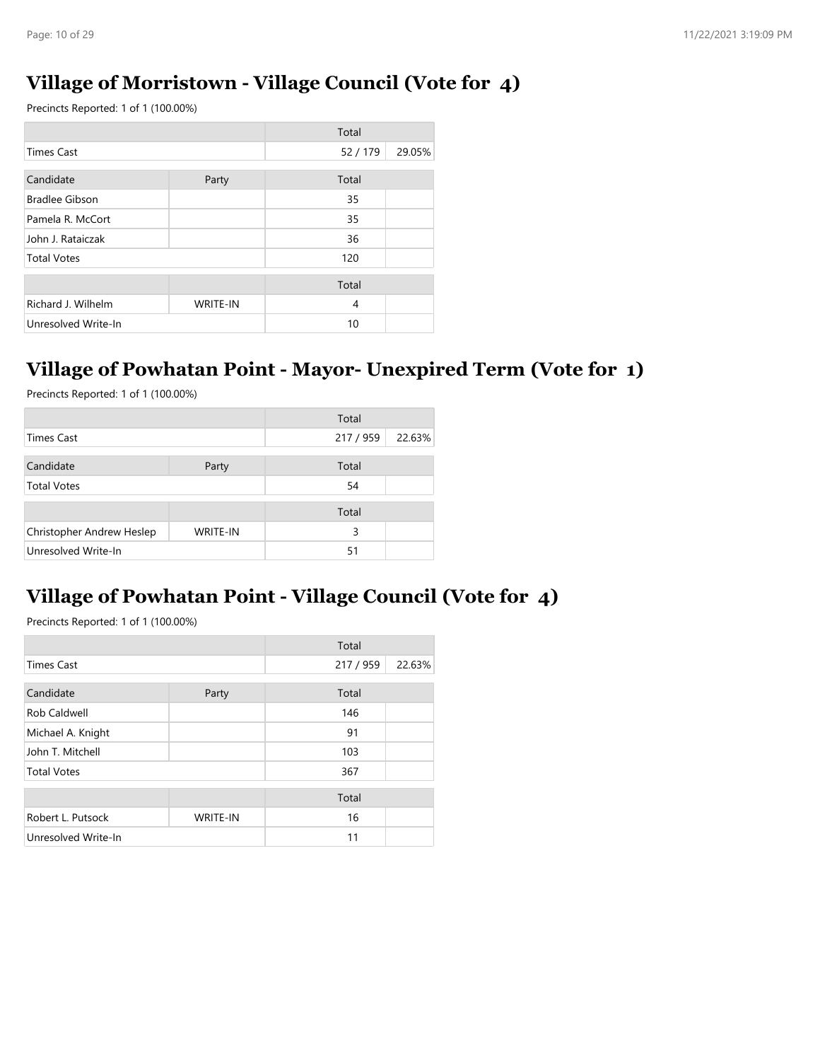## Village of Morristown - Village Council (Vote for 4)

Precincts Reported: 1 of 1 (100.00%)

| | | Total | |
|---|---|---|---|
| Times Cast | | 52 / 179 | 29.05% |

| Candidate | Party | Total | |
|---|---|---|---|
| Bradlee Gibson | | 35 | |
| Pamela R. McCort | | 35 | |
| John J. Rataiczak | | 36 | |
| Total Votes | | 120 | |

| | | Total | |
|---|---|---|---|
| Richard J. Wilhelm | WRITE-IN | 4 | |
| Unresolved Write-In | | 10 | |

## Village of Powhatan Point - Mayor- Unexpired Term (Vote for 1)

Precincts Reported: 1 of 1 (100.00%)

| | | Total | |
|---|---|---|---|
| Times Cast | | 217 / 959 | 22.63% |

| Candidate | Party | Total | |
|---|---|---|---|
| Total Votes | | 54 | |

| | | Total | |
|---|---|---|---|
| Christopher Andrew Heslep | WRITE-IN | 3 | |
| Unresolved Write-In | | 51 | |

## Village of Powhatan Point - Village Council (Vote for 4)

Precincts Reported: 1 of 1 (100.00%)

| | | Total | |
|---|---|---|---|
| Times Cast | | 217 / 959 | 22.63% |

| Candidate | Party | Total | |
|---|---|---|---|
| Rob Caldwell | | 146 | |
| Michael A. Knight | | 91 | |
| John T. Mitchell | | 103 | |
| Total Votes | | 367 | |

| | | Total | |
|---|---|---|---|
| Robert L. Putsock | WRITE-IN | 16 | |
| Unresolved Write-In | | 11 | |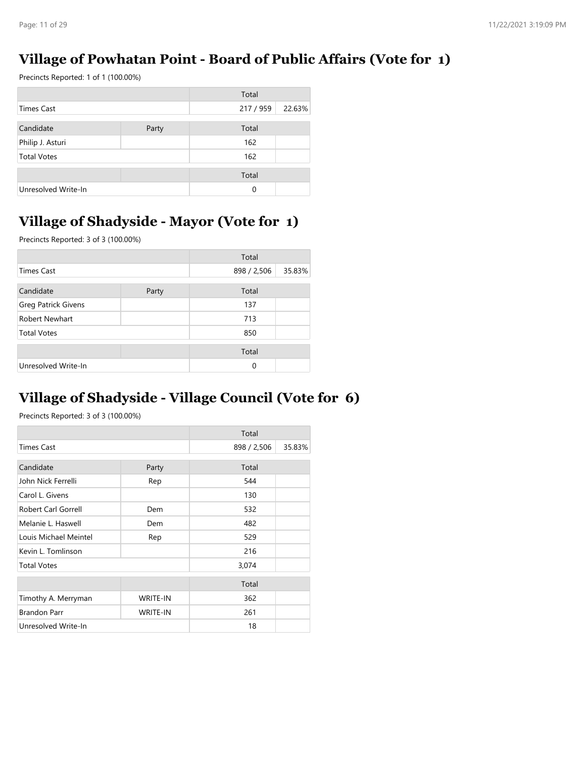## Village of Powhatan Point - Board of Public Affairs (Vote for 1)

Precincts Reported: 1 of 1 (100.00%)

| | | Total | |
|---|---|---|---|
| Times Cast | | 217 / 959 | 22.63% |

| Candidate | Party | Total | |
|---|---|---|---|
| Philip J. Asturi | | 162 | |
| Total Votes | | 162 | |

| | | Total | |
|---|---|---|---|
| Unresolved Write-In | | 0 | |

## Village of Shadyside - Mayor (Vote for 1)

Precincts Reported: 3 of 3 (100.00%)

| | | Total | |
|---|---|---|---|
| Times Cast | | 898 / 2,506 | 35.83% |

| Candidate | Party | Total | |
|---|---|---|---|
| Greg Patrick Givens | | 137 | |
| Robert Newhart | | 713 | |
| Total Votes | | 850 | |

| | | Total | |
|---|---|---|---|
| Unresolved Write-In | | 0 | |

## Village of Shadyside - Village Council (Vote for 6)

Precincts Reported: 3 of 3 (100.00%)

| | | Total | |
|---|---|---|---|
| Times Cast | | 898 / 2,506 | 35.83% |

| Candidate | Party | Total | |
|---|---|---|---|
| John Nick Ferrelli | Rep | 544 | |
| Carol L. Givens | | 130 | |
| Robert Carl Gorrell | Dem | 532 | |
| Melanie L. Haswell | Dem | 482 | |
| Louis Michael Meintel | Rep | 529 | |
| Kevin L. Tomlinson | | 216 | |
| Total Votes | | 3,074 | |

| | | Total | |
|---|---|---|---|
| Timothy A. Merryman | WRITE-IN | 362 | |
| Brandon Parr | WRITE-IN | 261 | |
| Unresolved Write-In | | 18 | |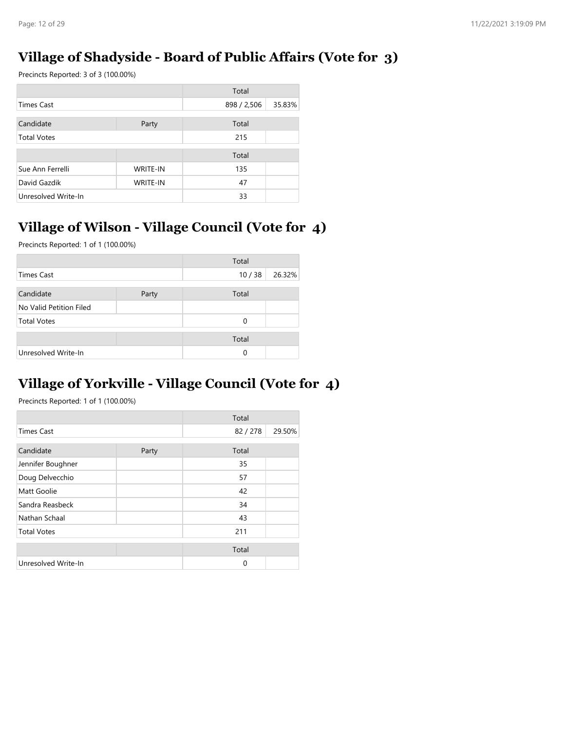## Village of Shadyside - Board of Public Affairs (Vote for 3)

Precincts Reported: 3 of 3 (100.00%)

| | | Total | |
|---|---|---|---|
| Times Cast | | 898 / 2,506 | 35.83% |
| Candidate | Party | Total | |
| Total Votes | | 215 | |
| | | Total | |
| Sue Ann Ferrelli | WRITE-IN | 135 | |
| David Gazdik | WRITE-IN | 47 | |
| Unresolved Write-In | | 33 | |

## Village of Wilson - Village Council (Vote for 4)

Precincts Reported: 1 of 1 (100.00%)

| | | Total | |
|---|---|---|---|
| Times Cast | | 10 / 38 | 26.32% |
| Candidate | Party | Total | |
| No Valid Petition Filed | | | |
| Total Votes | | 0 | |
| | | Total | |
| Unresolved Write-In | | 0 | |

## Village of Yorkville - Village Council (Vote for 4)

Precincts Reported: 1 of 1 (100.00%)

| | | Total | |
|---|---|---|---|
| Times Cast | | 82 / 278 | 29.50% |
| Candidate | Party | Total | |
| Jennifer Boughner | | 35 | |
| Doug Delvecchio | | 57 | |
| Matt Goolie | | 42 | |
| Sandra Reasbeck | | 34 | |
| Nathan Schaal | | 43 | |
| Total Votes | | 211 | |
| | | Total | |
| Unresolved Write-In | | 0 | |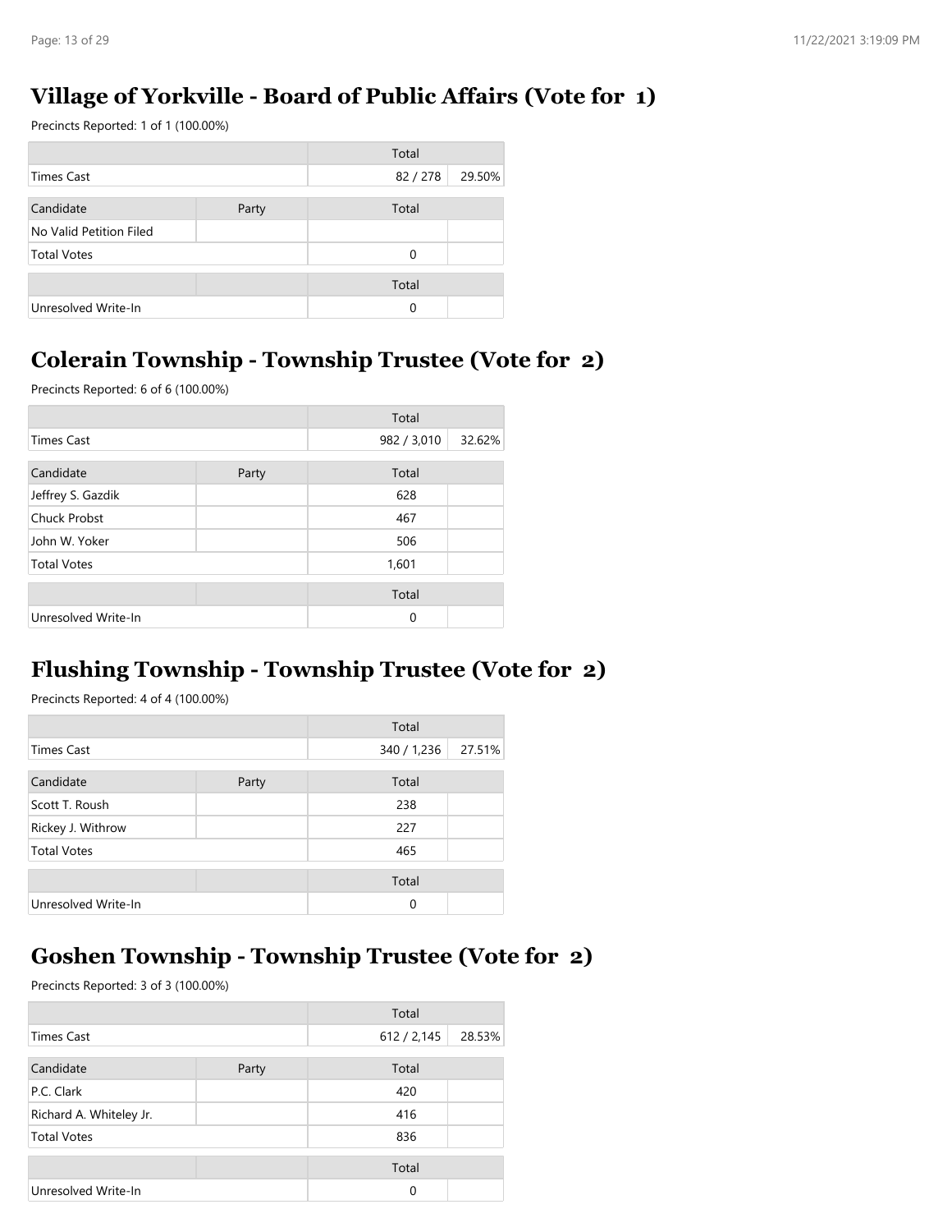## Village of Yorkville - Board of Public Affairs (Vote for 1)

Precincts Reported: 1 of 1 (100.00%)

| | | Total | |
|---|---|---|---|
| Times Cast | | 82 / 278 | 29.50% |

| Candidate | Party | Total | |
|---|---|---|---|
| No Valid Petition Filed | | | |
| Total Votes | | 0 | |

| | | Total | |
|---|---|---|---|
| Unresolved Write-In | | 0 | |

## Colerain Township - Township Trustee (Vote for 2)

Precincts Reported: 6 of 6 (100.00%)

| | | Total | |
|---|---|---|---|
| Times Cast | | 982 / 3,010 | 32.62% |

| Candidate | Party | Total | |
|---|---|---|---|
| Jeffrey S. Gazdik | | 628 | |
| Chuck Probst | | 467 | |
| John W. Yoker | | 506 | |
| Total Votes | | 1,601 | |

| | | Total | |
|---|---|---|---|
| Unresolved Write-In | | 0 | |

## Flushing Township - Township Trustee (Vote for 2)

Precincts Reported: 4 of 4 (100.00%)

| | | Total | |
|---|---|---|---|
| Times Cast | | 340 / 1,236 | 27.51% |

| Candidate | Party | Total | |
|---|---|---|---|
| Scott T. Roush | | 238 | |
| Rickey J. Withrow | | 227 | |
| Total Votes | | 465 | |

| | | Total | |
|---|---|---|---|
| Unresolved Write-In | | 0 | |

## Goshen Township - Township Trustee (Vote for 2)

Precincts Reported: 3 of 3 (100.00%)

| | | Total | |
|---|---|---|---|
| Times Cast | | 612 / 2,145 | 28.53% |

| Candidate | Party | Total | |
|---|---|---|---|
| P.C. Clark | | 420 | |
| Richard A. Whiteley Jr. | | 416 | |
| Total Votes | | 836 | |

| | | Total | |
|---|---|---|---|
| Unresolved Write-In | | 0 | |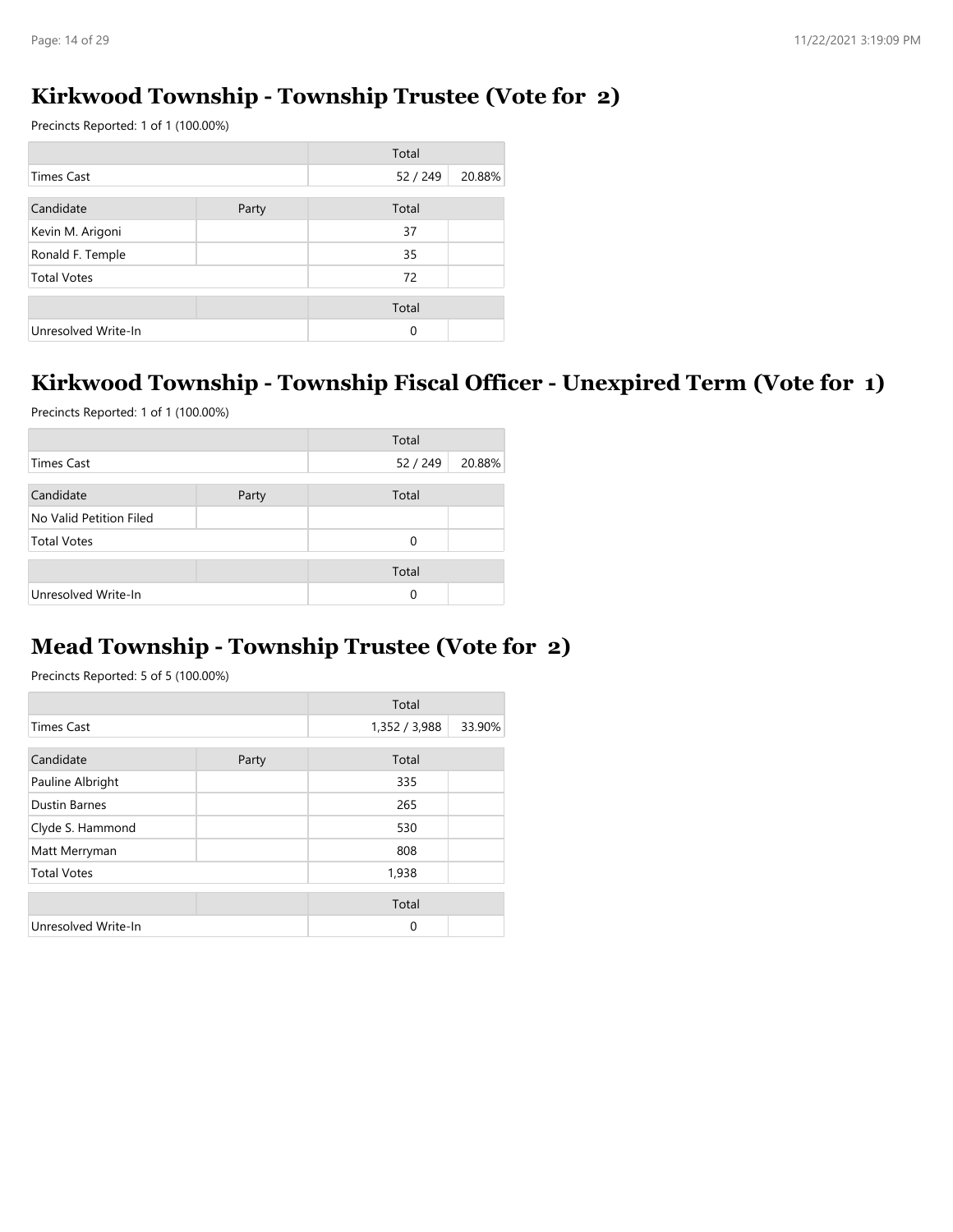## Kirkwood Township - Township Trustee (Vote for 2)

Precincts Reported: 1 of 1 (100.00%)

| | | Total | |
|---|---|---|---|
| Times Cast | | 52 / 249 | 20.88% |

| Candidate | Party | Total | |
|---|---|---|---|
| Kevin M. Arigoni | | 37 | |
| Ronald F. Temple | | 35 | |
| Total Votes | | 72 | |

| | | Total | |
|---|---|---|---|
| Unresolved Write-In | | 0 | |

## Kirkwood Township - Township Fiscal Officer - Unexpired Term (Vote for 1)

Precincts Reported: 1 of 1 (100.00%)

| | | Total | |
|---|---|---|---|
| Times Cast | | 52 / 249 | 20.88% |

| Candidate | Party | Total | |
|---|---|---|---|
| No Valid Petition Filed | | | |
| Total Votes | | 0 | |

| | | Total | |
|---|---|---|---|
| Unresolved Write-In | | 0 | |

## Mead Township - Township Trustee (Vote for 2)

Precincts Reported: 5 of 5 (100.00%)

| | | Total | |
|---|---|---|---|
| Times Cast | | 1,352 / 3,988 | 33.90% |

| Candidate | Party | Total | |
|---|---|---|---|
| Pauline Albright | | 335 | |
| Dustin Barnes | | 265 | |
| Clyde S. Hammond | | 530 | |
| Matt Merryman | | 808 | |
| Total Votes | | 1,938 | |

| | | Total | |
|---|---|---|---|
| Unresolved Write-In | | 0 | |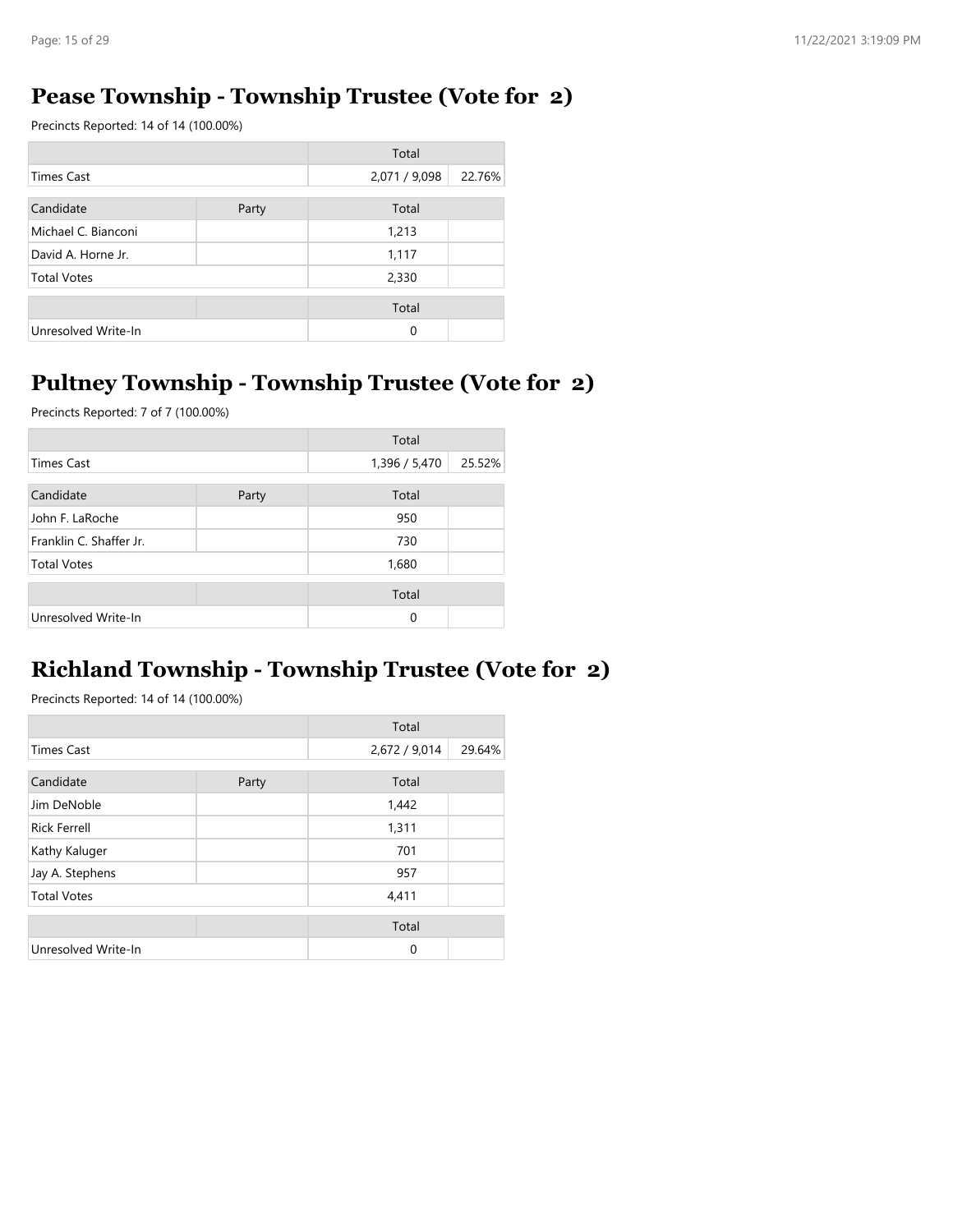## Pease Township - Township Trustee (Vote for 2)

Precincts Reported: 14 of 14 (100.00%)

| | | Total | |
|---|---|---|---|
| Times Cast | | 2,071 / 9,098 | 22.76% |

| Candidate | Party | Total | |
|---|---|---|---|
| Michael C. Bianconi | | 1,213 | |
| David A. Horne Jr. | | 1,117 | |
| Total Votes | | 2,330 | |

| | | Total | |
|---|---|---|---|
| Unresolved Write-In | | 0 | |

## Pultney Township - Township Trustee (Vote for 2)

Precincts Reported: 7 of 7 (100.00%)

| | | Total | |
|---|---|---|---|
| Times Cast | | 1,396 / 5,470 | 25.52% |

| Candidate | Party | Total | |
|---|---|---|---|
| John F. LaRoche | | 950 | |
| Franklin C. Shaffer Jr. | | 730 | |
| Total Votes | | 1,680 | |

| | | Total | |
|---|---|---|---|
| Unresolved Write-In | | 0 | |

## Richland Township - Township Trustee (Vote for 2)

Precincts Reported: 14 of 14 (100.00%)

| | | Total | |
|---|---|---|---|
| Times Cast | | 2,672 / 9,014 | 29.64% |

| Candidate | Party | Total | |
|---|---|---|---|
| Jim DeNoble | | 1,442 | |
| Rick Ferrell | | 1,311 | |
| Kathy Kaluger | | 701 | |
| Jay A. Stephens | | 957 | |
| Total Votes | | 4,411 | |

| | | Total | |
|---|---|---|---|
| Unresolved Write-In | | 0 | |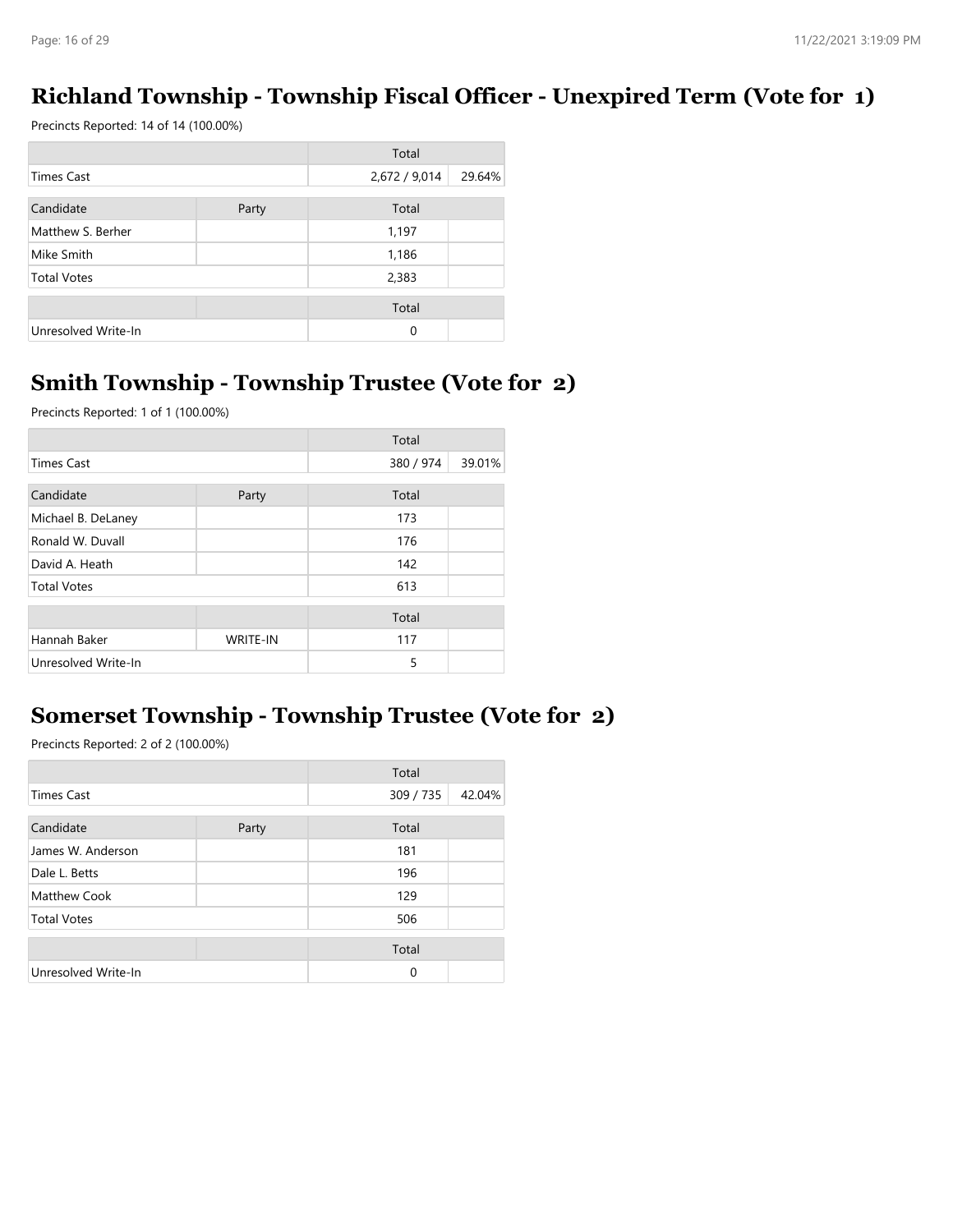## Richland Township - Township Fiscal Officer - Unexpired Term (Vote for 1)

Precincts Reported: 14 of 14 (100.00%)

| | | Total | |
|---|---|---|---|
| Times Cast | | 2,672 / 9,014 | 29.64% |

| Candidate | Party | Total | |
|---|---|---|---|
| Matthew S. Berher | | 1,197 | |
| Mike Smith | | 1,186 | |
| Total Votes | | 2,383 | |

| | | Total | |
|---|---|---|---|
| Unresolved Write-In | | 0 | |

## Smith Township - Township Trustee (Vote for 2)

Precincts Reported: 1 of 1 (100.00%)

| | | Total | |
|---|---|---|---|
| Times Cast | | 380 / 974 | 39.01% |

| Candidate | Party | Total | |
|---|---|---|---|
| Michael B. DeLaney | | 173 | |
| Ronald W. Duvall | | 176 | |
| David A. Heath | | 142 | |
| Total Votes | | 613 | |

| | | Total | |
|---|---|---|---|
| Hannah Baker | WRITE-IN | 117 | |
| Unresolved Write-In | | 5 | |

## Somerset Township - Township Trustee (Vote for 2)

Precincts Reported: 2 of 2 (100.00%)

| | | Total | |
|---|---|---|---|
| Times Cast | | 309 / 735 | 42.04% |

| Candidate | Party | Total | |
|---|---|---|---|
| James W. Anderson | | 181 | |
| Dale L. Betts | | 196 | |
| Matthew Cook | | 129 | |
| Total Votes | | 506 | |

| | | Total | |
|---|---|---|---|
| Unresolved Write-In | | 0 | |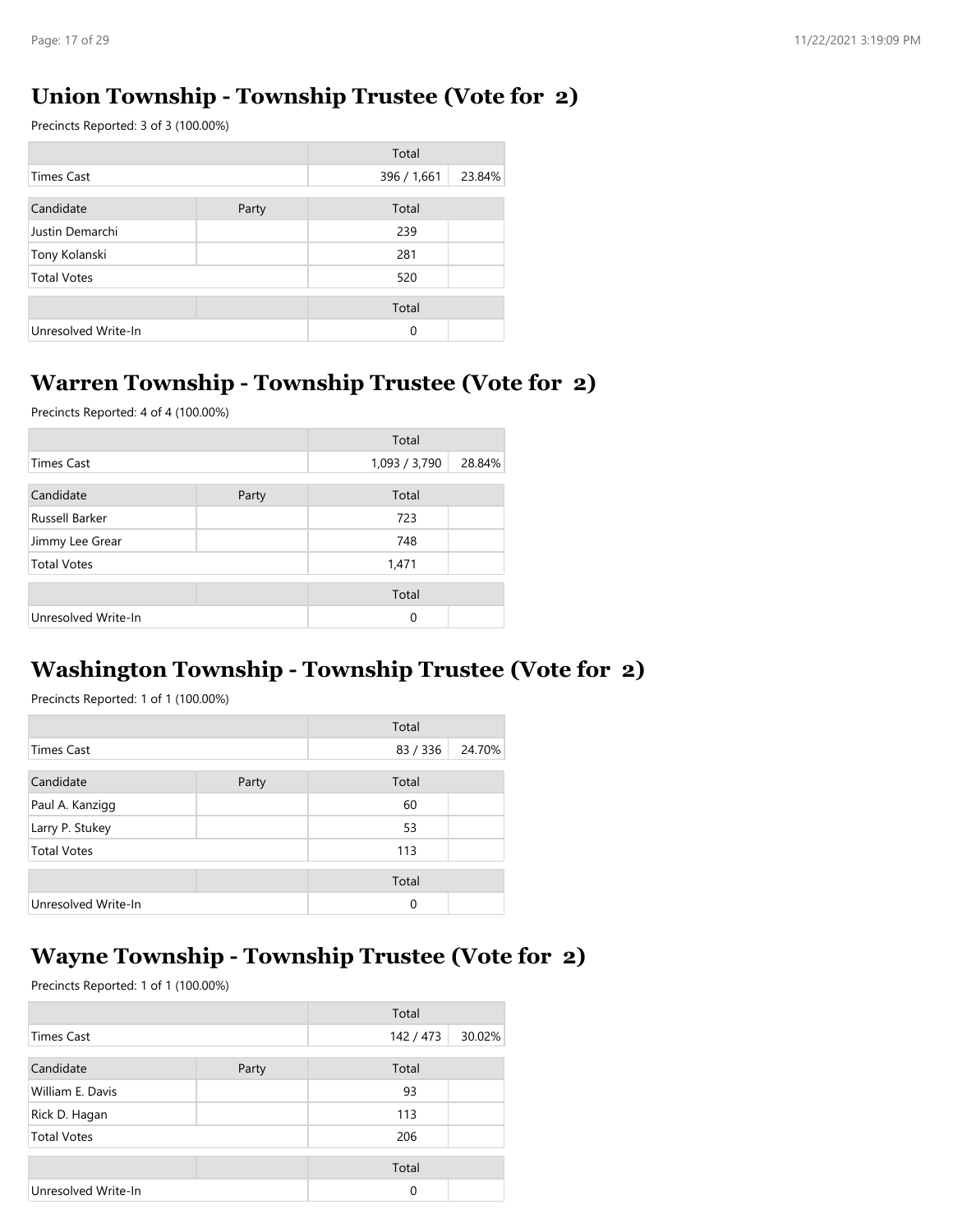## Union Township - Township Trustee (Vote for 2)

Precincts Reported: 3 of 3 (100.00%)

| | | Total | |
|---|---|---|---|
| Times Cast | | 396 / 1,661 | 23.84% |

| Candidate | Party | Total | |
|---|---|---|---|
| Justin Demarchi | | 239 | |
| Tony Kolanski | | 281 | |
| Total Votes | | 520 | |

| | | Total | |
|---|---|---|---|
| Unresolved Write-In | | 0 | |

## Warren Township - Township Trustee (Vote for 2)

Precincts Reported: 4 of 4 (100.00%)

| | | Total | |
|---|---|---|---|
| Times Cast | | 1,093 / 3,790 | 28.84% |

| Candidate | Party | Total | |
|---|---|---|---|
| Russell Barker | | 723 | |
| Jimmy Lee Grear | | 748 | |
| Total Votes | | 1,471 | |

| | | Total | |
|---|---|---|---|
| Unresolved Write-In | | 0 | |

## Washington Township - Township Trustee (Vote for 2)

Precincts Reported: 1 of 1 (100.00%)

| | | Total | |
|---|---|---|---|
| Times Cast | | 83 / 336 | 24.70% |

| Candidate | Party | Total | |
|---|---|---|---|
| Paul A. Kanzigg | | 60 | |
| Larry P. Stukey | | 53 | |
| Total Votes | | 113 | |

| | | Total | |
|---|---|---|---|
| Unresolved Write-In | | 0 | |

## Wayne Township - Township Trustee (Vote for 2)

Precincts Reported: 1 of 1 (100.00%)

| | | Total | |
|---|---|---|---|
| Times Cast | | 142 / 473 | 30.02% |

| Candidate | Party | Total | |
|---|---|---|---|
| William E. Davis | | 93 | |
| Rick D. Hagan | | 113 | |
| Total Votes | | 206 | |

| | | Total | |
|---|---|---|---|
| Unresolved Write-In | | 0 | |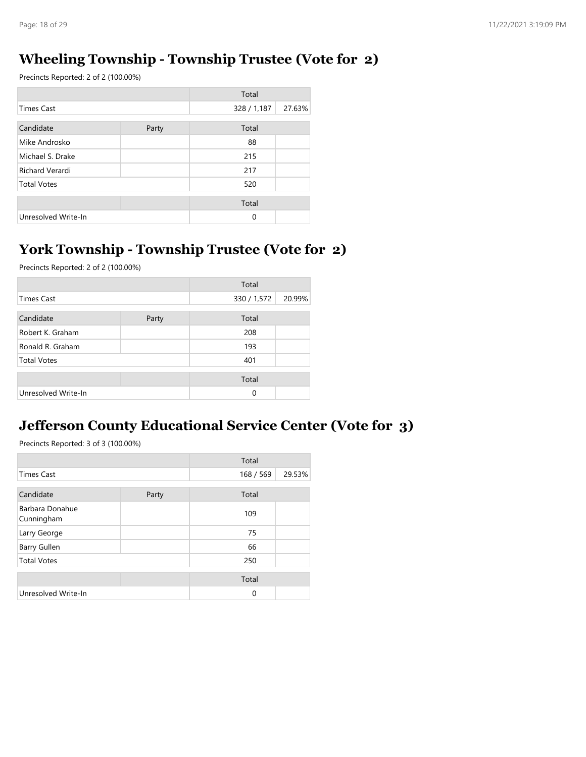## Wheeling Township - Township Trustee (Vote for 2)

Precincts Reported: 2 of 2 (100.00%)

| | | Total | |
|---|---|---|---|
| Times Cast | | 328 / 1,187 | 27.63% |

| Candidate | Party | Total | |
|---|---|---|---|
| Mike Androsko | | 88 | |
| Michael S. Drake | | 215 | |
| Richard Verardi | | 217 | |
| Total Votes | | 520 | |

| | | Total | |
|---|---|---|---|
| Unresolved Write-In | | 0 | |

## York Township - Township Trustee (Vote for 2)

Precincts Reported: 2 of 2 (100.00%)

| | | Total | |
|---|---|---|---|
| Times Cast | | 330 / 1,572 | 20.99% |

| Candidate | Party | Total | |
|---|---|---|---|
| Robert K. Graham | | 208 | |
| Ronald R. Graham | | 193 | |
| Total Votes | | 401 | |

| | | Total | |
|---|---|---|---|
| Unresolved Write-In | | 0 | |

## Jefferson County Educational Service Center (Vote for 3)

Precincts Reported: 3 of 3 (100.00%)

| | | Total | |
|---|---|---|---|
| Times Cast | | 168 / 569 | 29.53% |

| Candidate | Party | Total | |
|---|---|---|---|
| Barbara Donahue Cunningham | | 109 | |
| Larry George | | 75 | |
| Barry Gullen | | 66 | |
| Total Votes | | 250 | |

| | | Total | |
|---|---|---|---|
| Unresolved Write-In | | 0 | |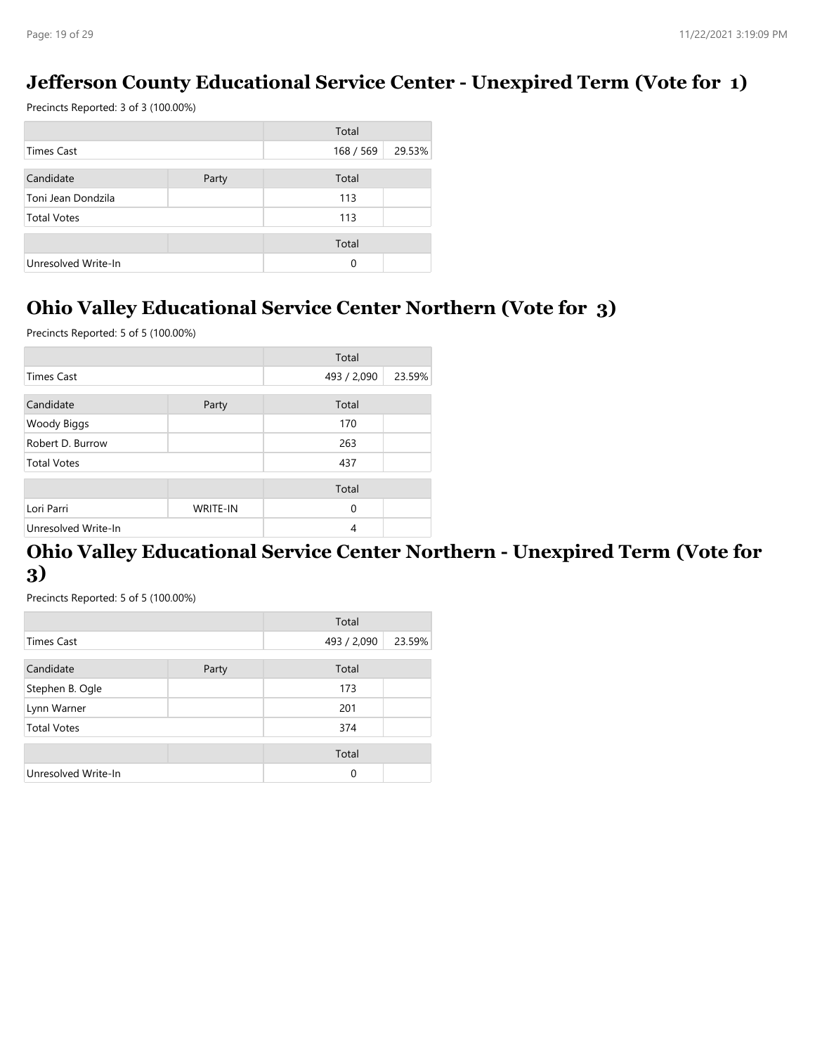## Jefferson County Educational Service Center - Unexpired Term (Vote for 1)

Precincts Reported: 3 of 3 (100.00%)

| | | Total | |
|---|---|---|---|
| Times Cast | | 168 / 569 | 29.53% |

| Candidate | Party | Total | |
|---|---|---|---|
| Toni Jean Dondzila | | 113 | |
| Total Votes | | 113 | |

| | | Total | |
|---|---|---|---|
| Unresolved Write-In | | 0 | |

## Ohio Valley Educational Service Center Northern (Vote for 3)

Precincts Reported: 5 of 5 (100.00%)

| | | Total | |
|---|---|---|---|
| Times Cast | | 493 / 2,090 | 23.59% |

| Candidate | Party | Total | |
|---|---|---|---|
| Woody Biggs | | 170 | |
| Robert D. Burrow | | 263 | |
| Total Votes | | 437 | |

| | | Total | |
|---|---|---|---|
| Lori Parri | WRITE-IN | 0 | |
| Unresolved Write-In | | 4 | |

## Ohio Valley Educational Service Center Northern - Unexpired Term (Vote for 3)

Precincts Reported: 5 of 5 (100.00%)

| | | Total | |
|---|---|---|---|
| Times Cast | | 493 / 2,090 | 23.59% |

| Candidate | Party | Total | |
|---|---|---|---|
| Stephen B. Ogle | | 173 | |
| Lynn Warner | | 201 | |
| Total Votes | | 374 | |

| | | Total | |
|---|---|---|---|
| Unresolved Write-In | | 0 | |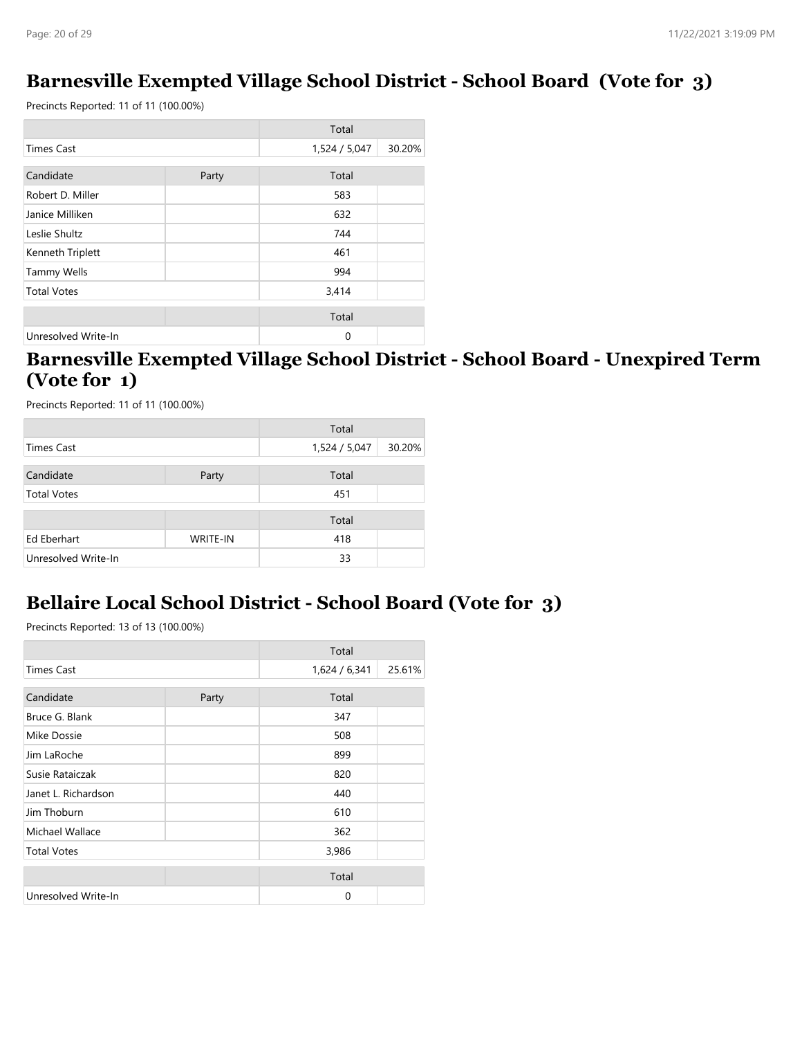## Barnesville Exempted Village School District - School Board (Vote for 3)

Precincts Reported: 11 of 11 (100.00%)

| | | Total | |
|---|---|---|---|
| Times Cast | | 1,524 / 5,047 | 30.20% |

| Candidate | Party | Total | |
|---|---|---|---|
| Robert D. Miller | | 583 | |
| Janice Milliken | | 632 | |
| Leslie Shultz | | 744 | |
| Kenneth Triplett | | 461 | |
| Tammy Wells | | 994 | |
| Total Votes | | 3,414 | |

| | | Total | |
|---|---|---|---|
| Unresolved Write-In | | 0 | |

## Barnesville Exempted Village School District - School Board - Unexpired Term (Vote for 1)

Precincts Reported: 11 of 11 (100.00%)

| | | Total | |
|---|---|---|---|
| Times Cast | | 1,524 / 5,047 | 30.20% |

| Candidate | Party | Total | |
|---|---|---|---|
| Total Votes | | 451 | |

| | | Total | |
|---|---|---|---|
| Ed Eberhart | WRITE-IN | 418 | |
| Unresolved Write-In | | 33 | |

## Bellaire Local School District - School Board (Vote for 3)

Precincts Reported: 13 of 13 (100.00%)

| | | Total | |
|---|---|---|---|
| Times Cast | | 1,624 / 6,341 | 25.61% |

| Candidate | Party | Total | |
|---|---|---|---|
| Bruce G. Blank | | 347 | |
| Mike Dossie | | 508 | |
| Jim LaRoche | | 899 | |
| Susie Rataiczak | | 820 | |
| Janet L. Richardson | | 440 | |
| Jim Thoburn | | 610 | |
| Michael Wallace | | 362 | |
| Total Votes | | 3,986 | |

| | | Total | |
|---|---|---|---|
| Unresolved Write-In | | 0 | |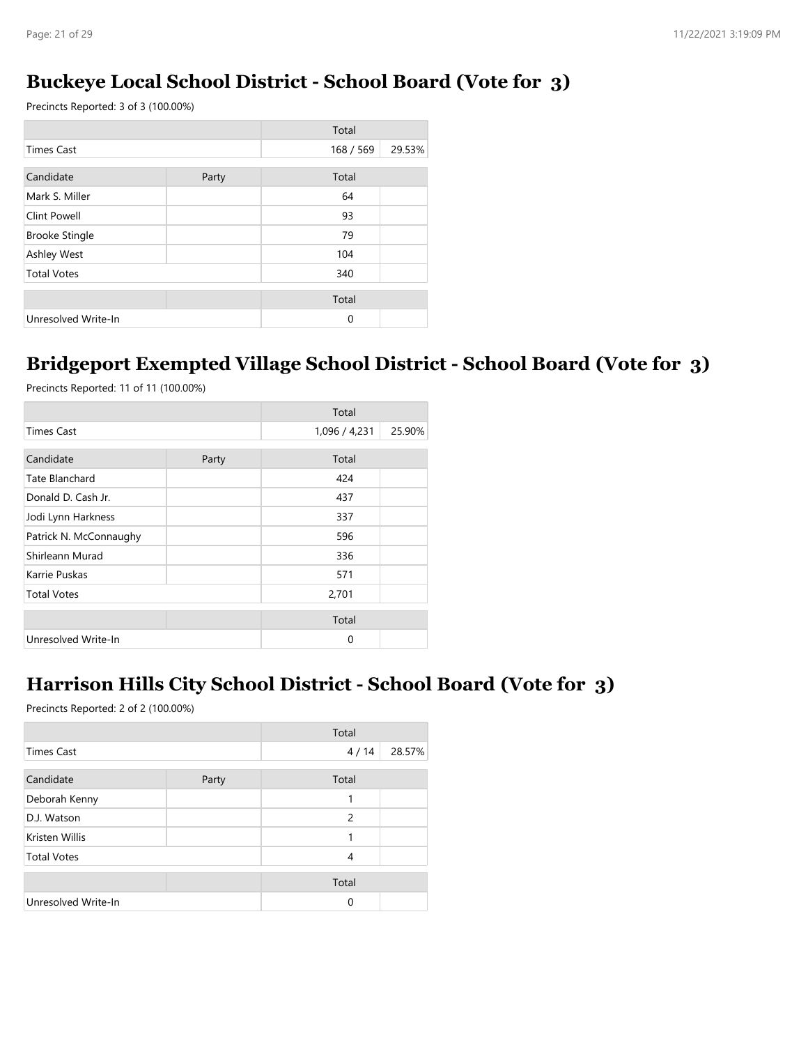## Buckeye Local School District - School Board (Vote for 3)

Precincts Reported: 3 of 3 (100.00%)

| | | Total | |
|---|---|---|---|
| Times Cast | | 168 / 569 | 29.53% |

| Candidate | Party | Total | |
|---|---|---|---|
| Mark S. Miller | | 64 | |
| Clint Powell | | 93 | |
| Brooke Stingle | | 79 | |
| Ashley West | | 104 | |
| Total Votes | | 340 | |

| | | Total | |
|---|---|---|---|
| Unresolved Write-In | | 0 | |

## Bridgeport Exempted Village School District - School Board (Vote for 3)

Precincts Reported: 11 of 11 (100.00%)

| | | Total | |
|---|---|---|---|
| Times Cast | | 1,096 / 4,231 | 25.90% |

| Candidate | Party | Total | |
|---|---|---|---|
| Tate Blanchard | | 424 | |
| Donald D. Cash Jr. | | 437 | |
| Jodi Lynn Harkness | | 337 | |
| Patrick N. McConnaughy | | 596 | |
| Shirleann Murad | | 336 | |
| Karrie Puskas | | 571 | |
| Total Votes | | 2,701 | |

| | | Total | |
|---|---|---|---|
| Unresolved Write-In | | 0 | |

## Harrison Hills City School District - School Board (Vote for 3)

Precincts Reported: 2 of 2 (100.00%)

| | | Total | |
|---|---|---|---|
| Times Cast | | 4 / 14 | 28.57% |

| Candidate | Party | Total | |
|---|---|---|---|
| Deborah Kenny | | 1 | |
| D.J. Watson | | 2 | |
| Kristen Willis | | 1 | |
| Total Votes | | 4 | |

| | | Total | |
|---|---|---|---|
| Unresolved Write-In | | 0 | |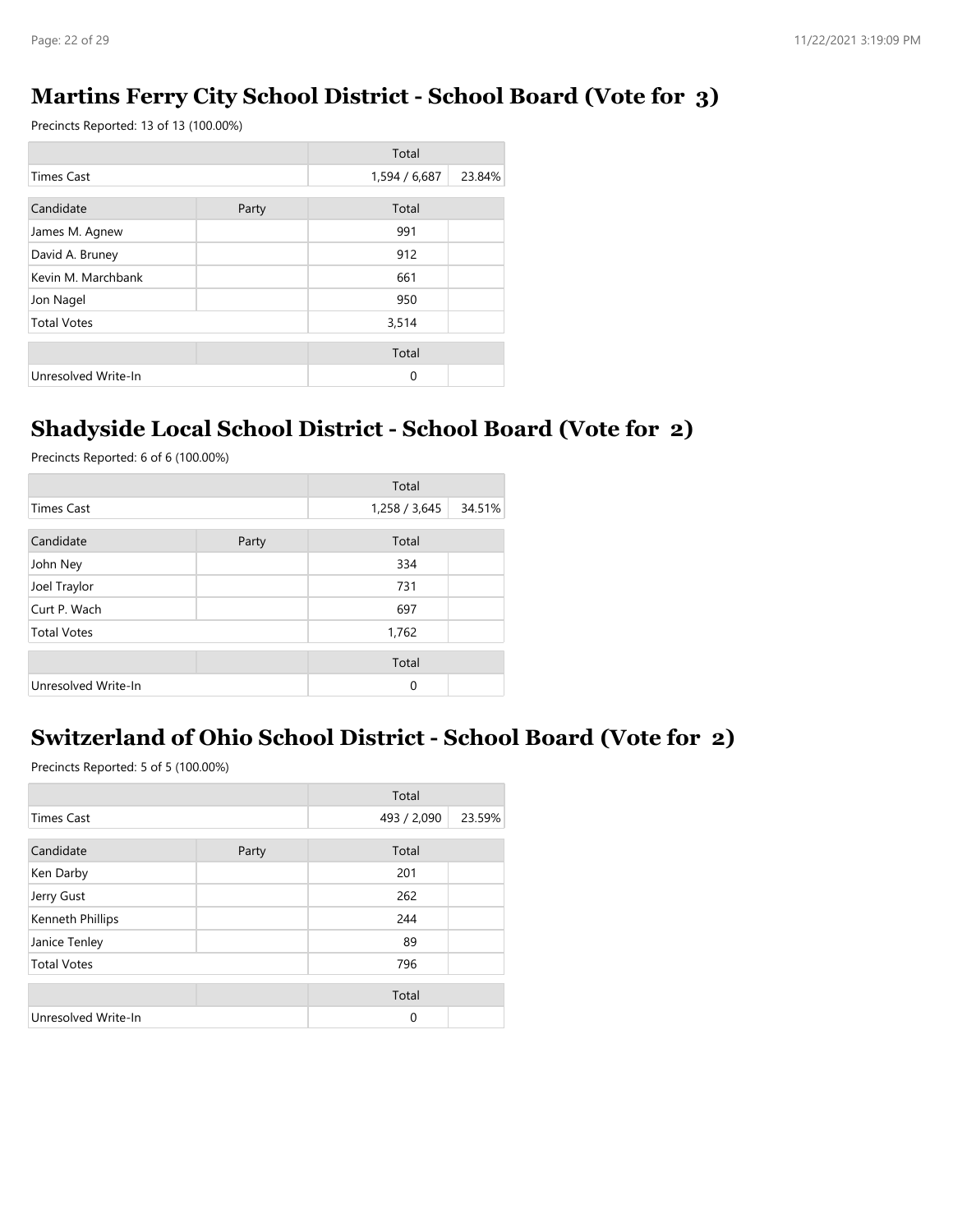## Martins Ferry City School District - School Board (Vote for 3)

Precincts Reported: 13 of 13 (100.00%)

| | | Total | |
|---|---|---|---|
| Times Cast | | 1,594 / 6,687 | 23.84% |

| Candidate | Party | Total | |
|---|---|---|---|
| James M. Agnew | | 991 | |
| David A. Bruney | | 912 | |
| Kevin M. Marchbank | | 661 | |
| Jon Nagel | | 950 | |
| Total Votes | | 3,514 | |

| | | Total | |
|---|---|---|---|
| Unresolved Write-In | | 0 | |

## Shadyside Local School District - School Board (Vote for 2)

Precincts Reported: 6 of 6 (100.00%)

| | | Total | |
|---|---|---|---|
| Times Cast | | 1,258 / 3,645 | 34.51% |

| Candidate | Party | Total | |
|---|---|---|---|
| John Ney | | 334 | |
| Joel Traylor | | 731 | |
| Curt P. Wach | | 697 | |
| Total Votes | | 1,762 | |

| | | Total | |
|---|---|---|---|
| Unresolved Write-In | | 0 | |

## Switzerland of Ohio School District - School Board (Vote for 2)

Precincts Reported: 5 of 5 (100.00%)

| | | Total | |
|---|---|---|---|
| Times Cast | | 493 / 2,090 | 23.59% |

| Candidate | Party | Total | |
|---|---|---|---|
| Ken Darby | | 201 | |
| Jerry Gust | | 262 | |
| Kenneth Phillips | | 244 | |
| Janice Tenley | | 89 | |
| Total Votes | | 796 | |

| | | Total | |
|---|---|---|---|
| Unresolved Write-In | | 0 | |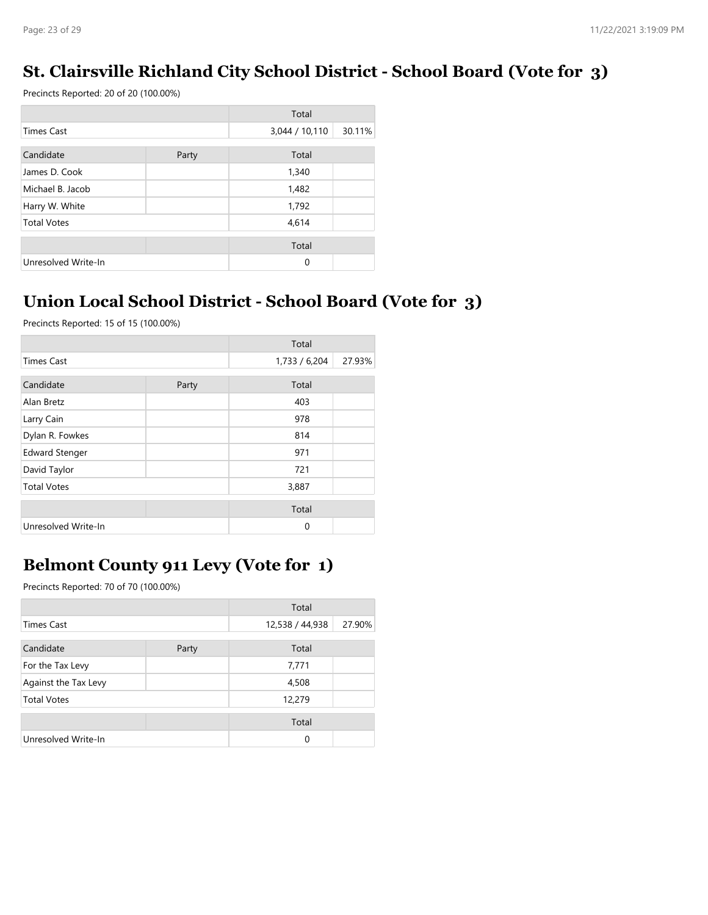## St. Clairsville Richland City School District - School Board (Vote for 3)

Precincts Reported: 20 of 20 (100.00%)

| | | Total | |
|---|---|---|---|
| Times Cast | | 3,044 / 10,110 | 30.11% |

| Candidate | Party | Total | |
|---|---|---|---|
| James D. Cook | | 1,340 | |
| Michael B. Jacob | | 1,482 | |
| Harry W. White | | 1,792 | |
| Total Votes | | 4,614 | |

| | | Total | |
|---|---|---|---|
| Unresolved Write-In | | 0 | |

## Union Local School District - School Board (Vote for 3)

Precincts Reported: 15 of 15 (100.00%)

| | | Total | |
|---|---|---|---|
| Times Cast | | 1,733 / 6,204 | 27.93% |

| Candidate | Party | Total | |
|---|---|---|---|
| Alan Bretz | | 403 | |
| Larry Cain | | 978 | |
| Dylan R. Fowkes | | 814 | |
| Edward Stenger | | 971 | |
| David Taylor | | 721 | |
| Total Votes | | 3,887 | |

| | | Total | |
|---|---|---|---|
| Unresolved Write-In | | 0 | |

## Belmont County 911 Levy (Vote for 1)

Precincts Reported: 70 of 70 (100.00%)

| | | Total | |
|---|---|---|---|
| Times Cast | | 12,538 / 44,938 | 27.90% |

| Candidate | Party | Total | |
|---|---|---|---|
| For the Tax Levy | | 7,771 | |
| Against the Tax Levy | | 4,508 | |
| Total Votes | | 12,279 | |

| | | Total | |
|---|---|---|---|
| Unresolved Write-In | | 0 | |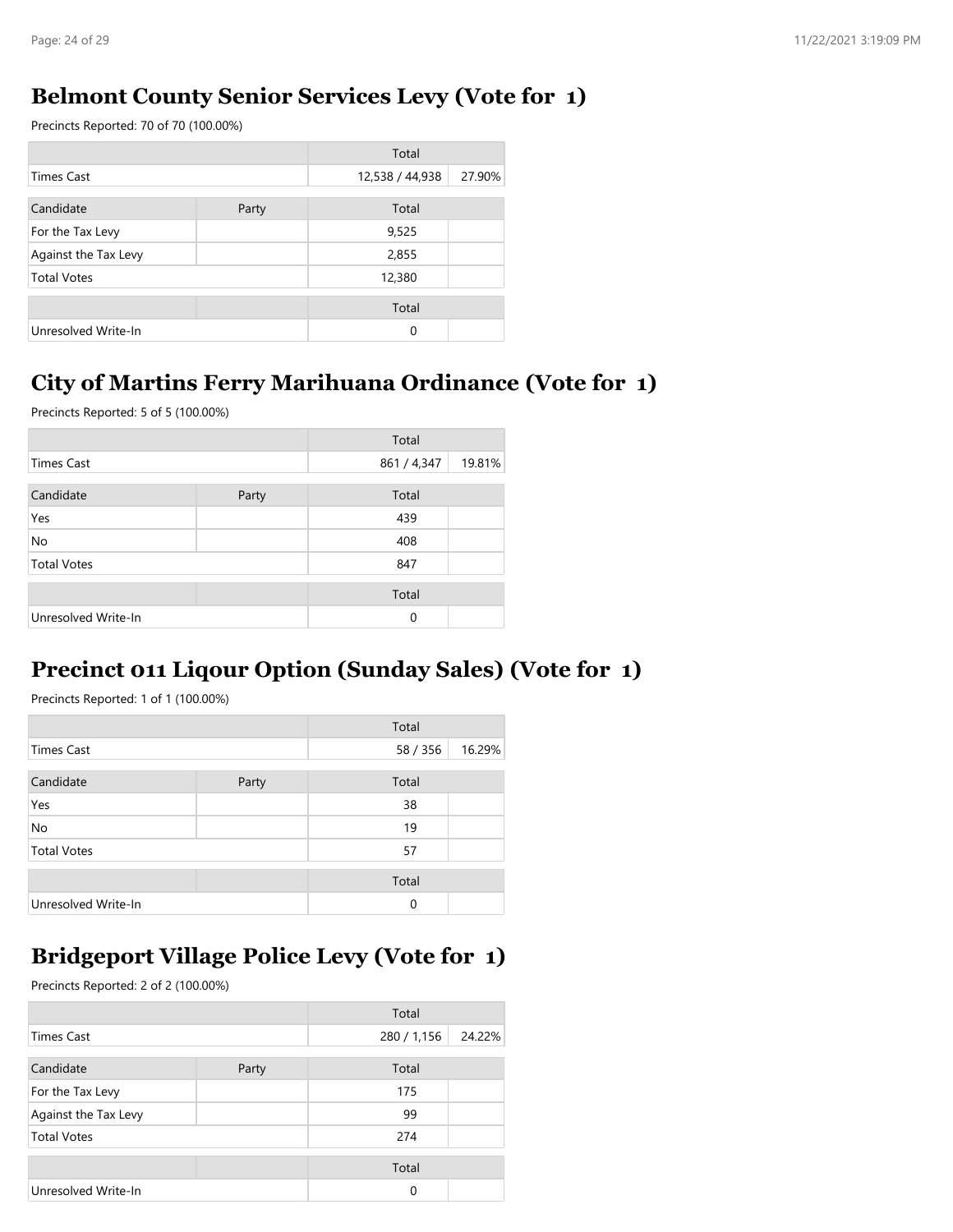## Belmont County Senior Services Levy (Vote for 1)

Precincts Reported: 70 of 70 (100.00%)

| | | Total | |
|---|---|---|---|
| Times Cast | | 12,538 / 44,938 | 27.90% |

| Candidate | Party | Total | |
|---|---|---|---|
| For the Tax Levy | | 9,525 | |
| Against the Tax Levy | | 2,855 | |
| Total Votes | | 12,380 | |

| | | Total | |
|---|---|---|---|
| Unresolved Write-In | | 0 | |

## City of Martins Ferry Marihuana Ordinance (Vote for 1)

Precincts Reported: 5 of 5 (100.00%)

| | | Total | |
|---|---|---|---|
| Times Cast | | 861 / 4,347 | 19.81% |

| Candidate | Party | Total | |
|---|---|---|---|
| Yes | | 439 | |
| No | | 408 | |
| Total Votes | | 847 | |

| | | Total | |
|---|---|---|---|
| Unresolved Write-In | | 0 | |

## Precinct 011 Liqour Option (Sunday Sales) (Vote for 1)

Precincts Reported: 1 of 1 (100.00%)

| | | Total | |
|---|---|---|---|
| Times Cast | | 58 / 356 | 16.29% |

| Candidate | Party | Total | |
|---|---|---|---|
| Yes | | 38 | |
| No | | 19 | |
| Total Votes | | 57 | |

| | | Total | |
|---|---|---|---|
| Unresolved Write-In | | 0 | |

## Bridgeport Village Police Levy (Vote for 1)

Precincts Reported: 2 of 2 (100.00%)

| | | Total | |
|---|---|---|---|
| Times Cast | | 280 / 1,156 | 24.22% |

| Candidate | Party | Total | |
|---|---|---|---|
| For the Tax Levy | | 175 | |
| Against the Tax Levy | | 99 | |
| Total Votes | | 274 | |

| | | Total | |
|---|---|---|---|
| Unresolved Write-In | | 0 | |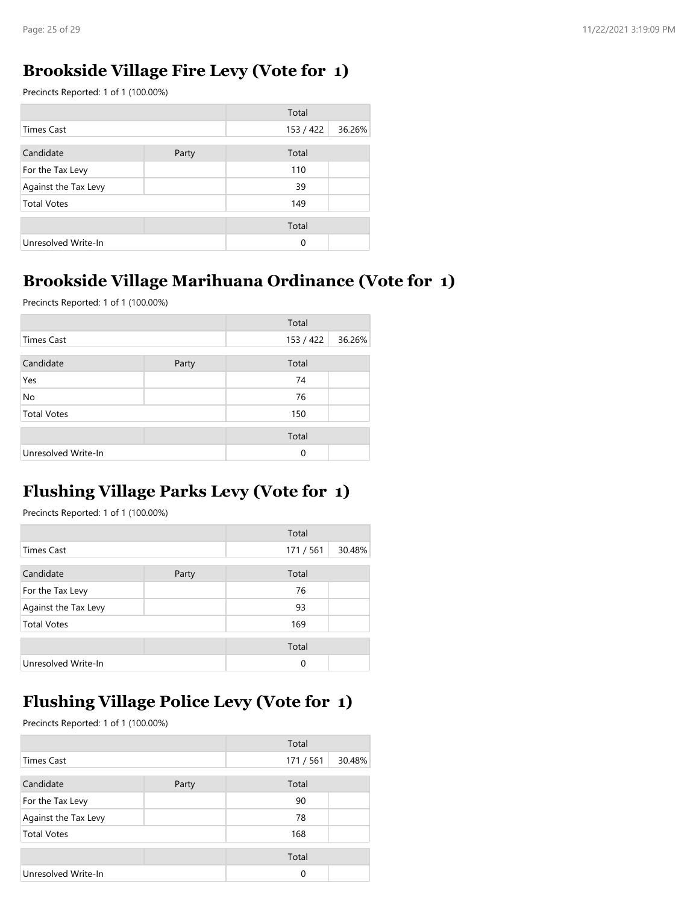## Brookside Village Fire Levy (Vote for 1)

Precincts Reported: 1 of 1 (100.00%)

| | | Total | |
|---|---|---|---|
| Times Cast | | 153 / 422 | 36.26% |

| Candidate | Party | Total | |
|---|---|---|---|
| For the Tax Levy | | 110 | |
| Against the Tax Levy | | 39 | |
| Total Votes | | 149 | |

| | | Total | |
|---|---|---|---|
| Unresolved Write-In | | 0 | |

## Brookside Village Marihuana Ordinance (Vote for 1)

Precincts Reported: 1 of 1 (100.00%)

| | | Total | |
|---|---|---|---|
| Times Cast | | 153 / 422 | 36.26% |

| Candidate | Party | Total | |
|---|---|---|---|
| Yes | | 74 | |
| No | | 76 | |
| Total Votes | | 150 | |

| | | Total | |
|---|---|---|---|
| Unresolved Write-In | | 0 | |

## Flushing Village Parks Levy (Vote for 1)

Precincts Reported: 1 of 1 (100.00%)

| | | Total | |
|---|---|---|---|
| Times Cast | | 171 / 561 | 30.48% |

| Candidate | Party | Total | |
|---|---|---|---|
| For the Tax Levy | | 76 | |
| Against the Tax Levy | | 93 | |
| Total Votes | | 169 | |

| | | Total | |
|---|---|---|---|
| Unresolved Write-In | | 0 | |

## Flushing Village Police Levy (Vote for 1)

Precincts Reported: 1 of 1 (100.00%)

| | | Total | |
|---|---|---|---|
| Times Cast | | 171 / 561 | 30.48% |

| Candidate | Party | Total | |
|---|---|---|---|
| For the Tax Levy | | 90 | |
| Against the Tax Levy | | 78 | |
| Total Votes | | 168 | |

| | | Total | |
|---|---|---|---|
| Unresolved Write-In | | 0 | |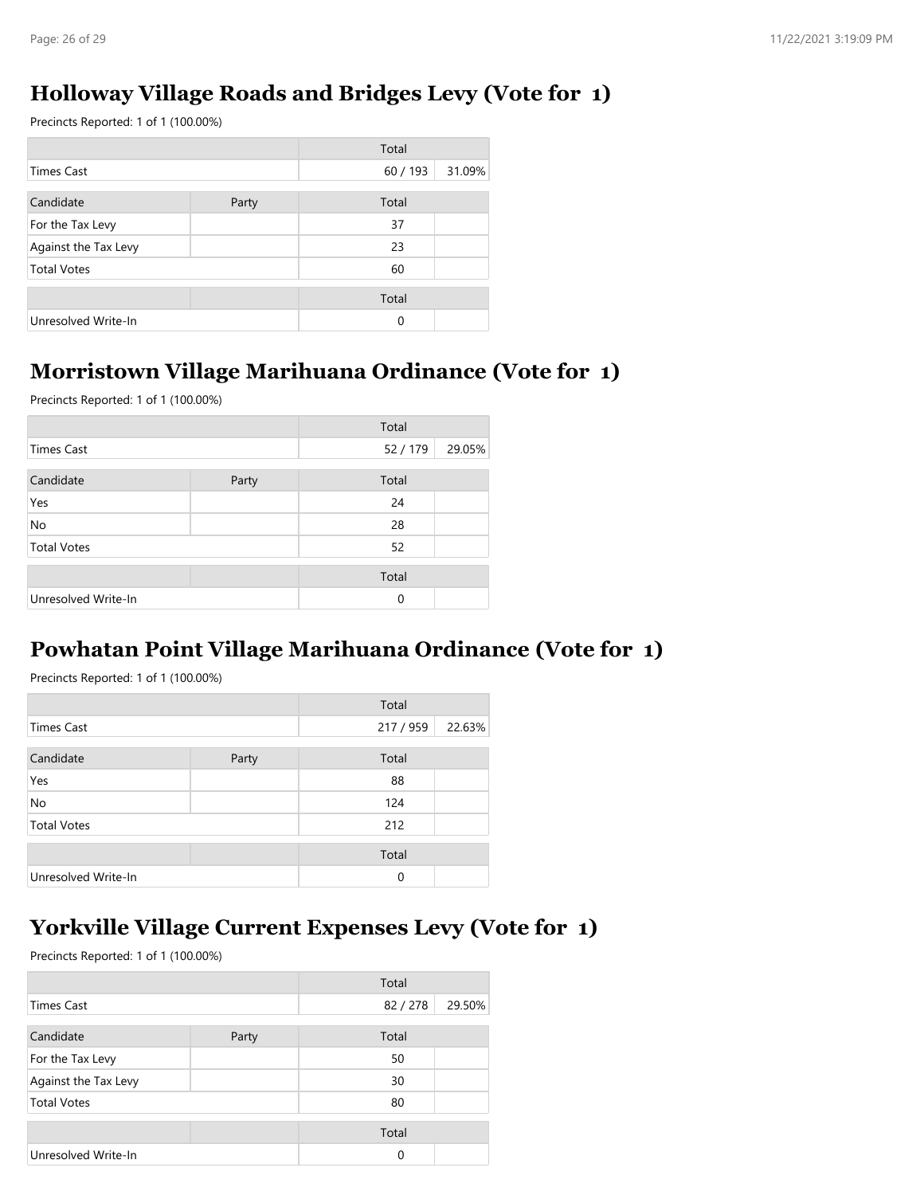## Holloway Village Roads and Bridges Levy (Vote for 1)

Precincts Reported: 1 of 1 (100.00%)

| | | Total | |
|---|---|---|---|
| Times Cast | | 60 / 193 | 31.09% |

| Candidate | Party | Total | |
|---|---|---|---|
| For the Tax Levy | | 37 | |
| Against the Tax Levy | | 23 | |
| Total Votes | | 60 | |

| | | Total | |
|---|---|---|---|
| Unresolved Write-In | | 0 | |

## Morristown Village Marihuana Ordinance (Vote for 1)

Precincts Reported: 1 of 1 (100.00%)

| | | Total | |
|---|---|---|---|
| Times Cast | | 52 / 179 | 29.05% |

| Candidate | Party | Total | |
|---|---|---|---|
| Yes | | 24 | |
| No | | 28 | |
| Total Votes | | 52 | |

| | | Total | |
|---|---|---|---|
| Unresolved Write-In | | 0 | |

## Powhatan Point Village Marihuana Ordinance (Vote for 1)

Precincts Reported: 1 of 1 (100.00%)

| | | Total | |
|---|---|---|---|
| Times Cast | | 217 / 959 | 22.63% |

| Candidate | Party | Total | |
|---|---|---|---|
| Yes | | 88 | |
| No | | 124 | |
| Total Votes | | 212 | |

| | | Total | |
|---|---|---|---|
| Unresolved Write-In | | 0 | |

## Yorkville Village Current Expenses Levy (Vote for 1)

Precincts Reported: 1 of 1 (100.00%)

| | | Total | |
|---|---|---|---|
| Times Cast | | 82 / 278 | 29.50% |

| Candidate | Party | Total | |
|---|---|---|---|
| For the Tax Levy | | 50 | |
| Against the Tax Levy | | 30 | |
| Total Votes | | 80 | |

| | | Total | |
|---|---|---|---|
| Unresolved Write-In | | 0 | |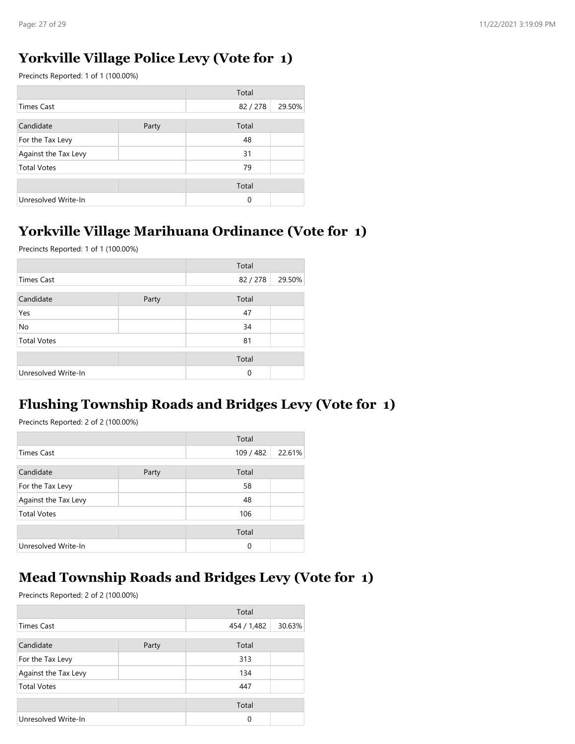## Yorkville Village Police Levy (Vote for 1)

Precincts Reported: 1 of 1 (100.00%)

| | | Total | |
|---|---|---|---|
| Times Cast | | 82 / 278 | 29.50% |

| Candidate | Party | Total | |
|---|---|---|---|
| For the Tax Levy | | 48 | |
| Against the Tax Levy | | 31 | |
| Total Votes | | 79 | |

| | | Total | |
|---|---|---|---|
| Unresolved Write-In | | 0 | |

## Yorkville Village Marihuana Ordinance (Vote for 1)

Precincts Reported: 1 of 1 (100.00%)

| | | Total | |
|---|---|---|---|
| Times Cast | | 82 / 278 | 29.50% |

| Candidate | Party | Total | |
|---|---|---|---|
| Yes | | 47 | |
| No | | 34 | |
| Total Votes | | 81 | |

| | | Total | |
|---|---|---|---|
| Unresolved Write-In | | 0 | |

## Flushing Township Roads and Bridges Levy (Vote for 1)

Precincts Reported: 2 of 2 (100.00%)

| | | Total | |
|---|---|---|---|
| Times Cast | | 109 / 482 | 22.61% |

| Candidate | Party | Total | |
|---|---|---|---|
| For the Tax Levy | | 58 | |
| Against the Tax Levy | | 48 | |
| Total Votes | | 106 | |

| | | Total | |
|---|---|---|---|
| Unresolved Write-In | | 0 | |

## Mead Township Roads and Bridges Levy (Vote for 1)

Precincts Reported: 2 of 2 (100.00%)

| | | Total | |
|---|---|---|---|
| Times Cast | | 454 / 1,482 | 30.63% |

| Candidate | Party | Total | |
|---|---|---|---|
| For the Tax Levy | | 313 | |
| Against the Tax Levy | | 134 | |
| Total Votes | | 447 | |

| | | Total | |
|---|---|---|---|
| Unresolved Write-In | | 0 | |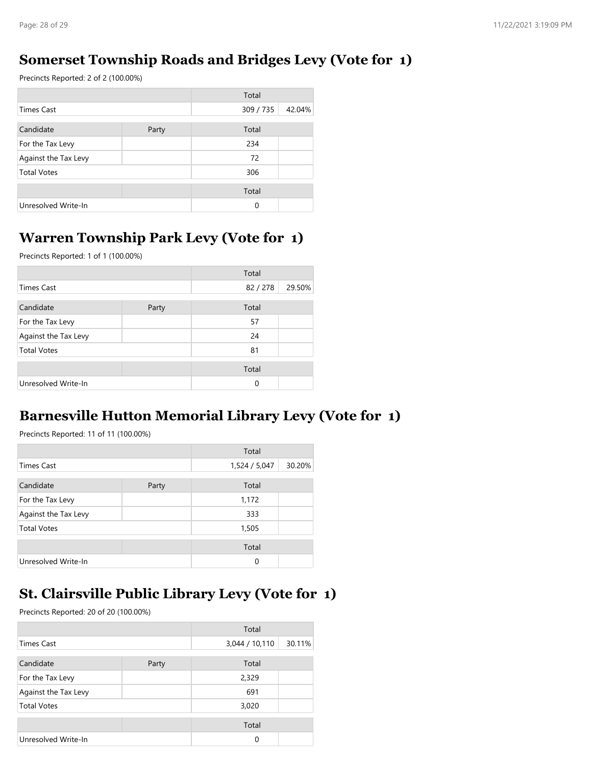## Somerset Township Roads and Bridges Levy (Vote for 1)

Precincts Reported: 2 of 2 (100.00%)

| | | Total | |
|---|---|---|---|
| Times Cast | | 309 / 735 | 42.04% |

| Candidate | Party | Total | |
|---|---|---|---|
| For the Tax Levy | | 234 | |
| Against the Tax Levy | | 72 | |
| Total Votes | | 306 | |

| | | Total | |
|---|---|---|---|
| Unresolved Write-In | | 0 | |

## Warren Township Park Levy (Vote for 1)

Precincts Reported: 1 of 1 (100.00%)

| | | Total | |
|---|---|---|---|
| Times Cast | | 82 / 278 | 29.50% |

| Candidate | Party | Total | |
|---|---|---|---|
| For the Tax Levy | | 57 | |
| Against the Tax Levy | | 24 | |
| Total Votes | | 81 | |

| | | Total | |
|---|---|---|---|
| Unresolved Write-In | | 0 | |

## Barnesville Hutton Memorial Library Levy (Vote for 1)

Precincts Reported: 11 of 11 (100.00%)

| | | Total | |
|---|---|---|---|
| Times Cast | | 1,524 / 5,047 | 30.20% |

| Candidate | Party | Total | |
|---|---|---|---|
| For the Tax Levy | | 1,172 | |
| Against the Tax Levy | | 333 | |
| Total Votes | | 1,505 | |

| | | Total | |
|---|---|---|---|
| Unresolved Write-In | | 0 | |

## St. Clairsville Public Library Levy (Vote for 1)

Precincts Reported: 20 of 20 (100.00%)

| | | Total | |
|---|---|---|---|
| Times Cast | | 3,044 / 10,110 | 30.11% |

| Candidate | Party | Total | |
|---|---|---|---|
| For the Tax Levy | | 2,329 | |
| Against the Tax Levy | | 691 | |
| Total Votes | | 3,020 | |

| | | Total | |
|---|---|---|---|
| Unresolved Write-In | | 0 | |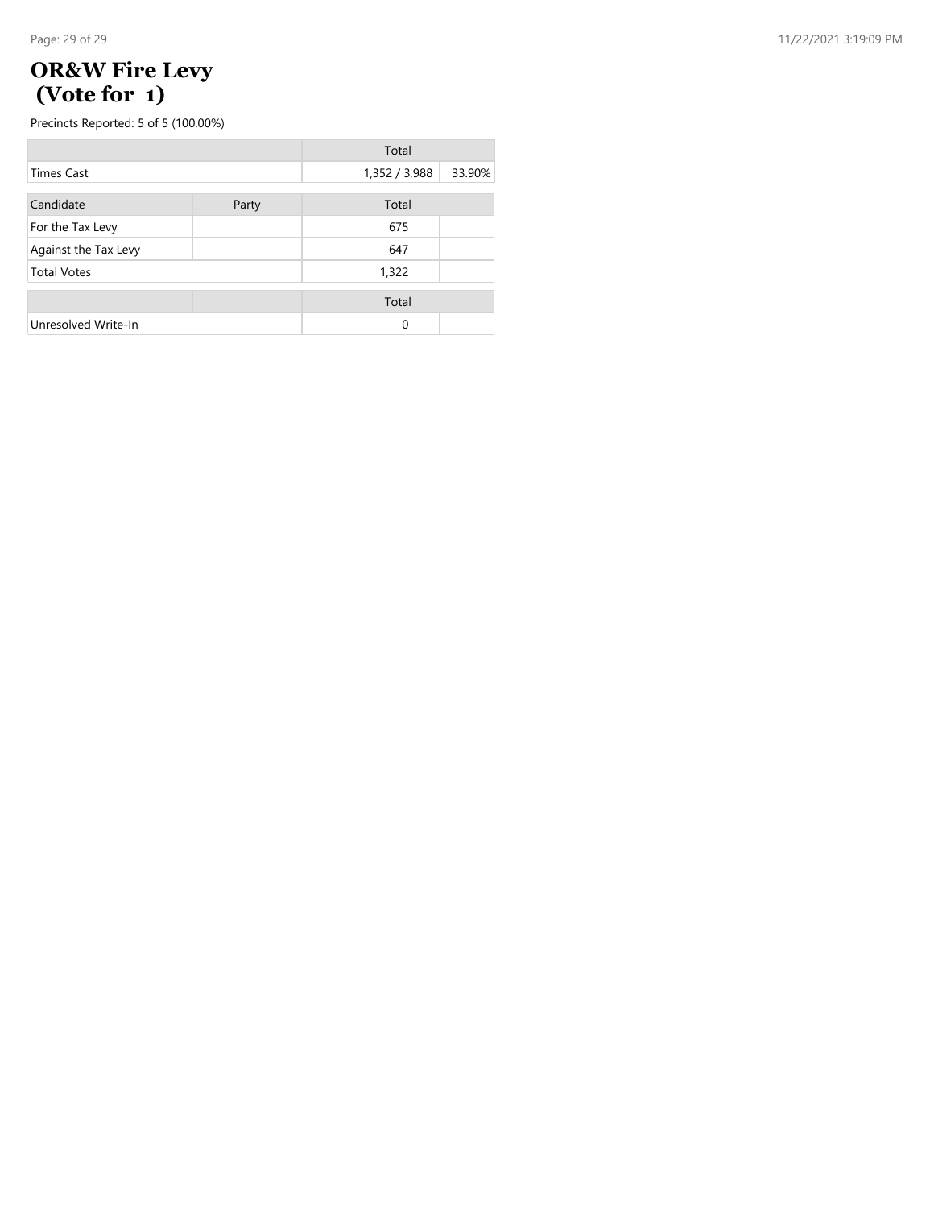# OR&W Fire Levy (Vote for 1)

Precincts Reported: 5 of 5 (100.00%)

| | | Total | |
|---|---|---|---|
| Times Cast | | 1,352 / 3,988 | 33.90% |

| Candidate | Party | Total | |
|---|---|---|---|
| For the Tax Levy | | 675 | |
| Against the Tax Levy | | 647 | |
| Total Votes | | 1,322 | |

| | | Total | |
|---|---|---|---|
| Unresolved Write-In | | 0 | |